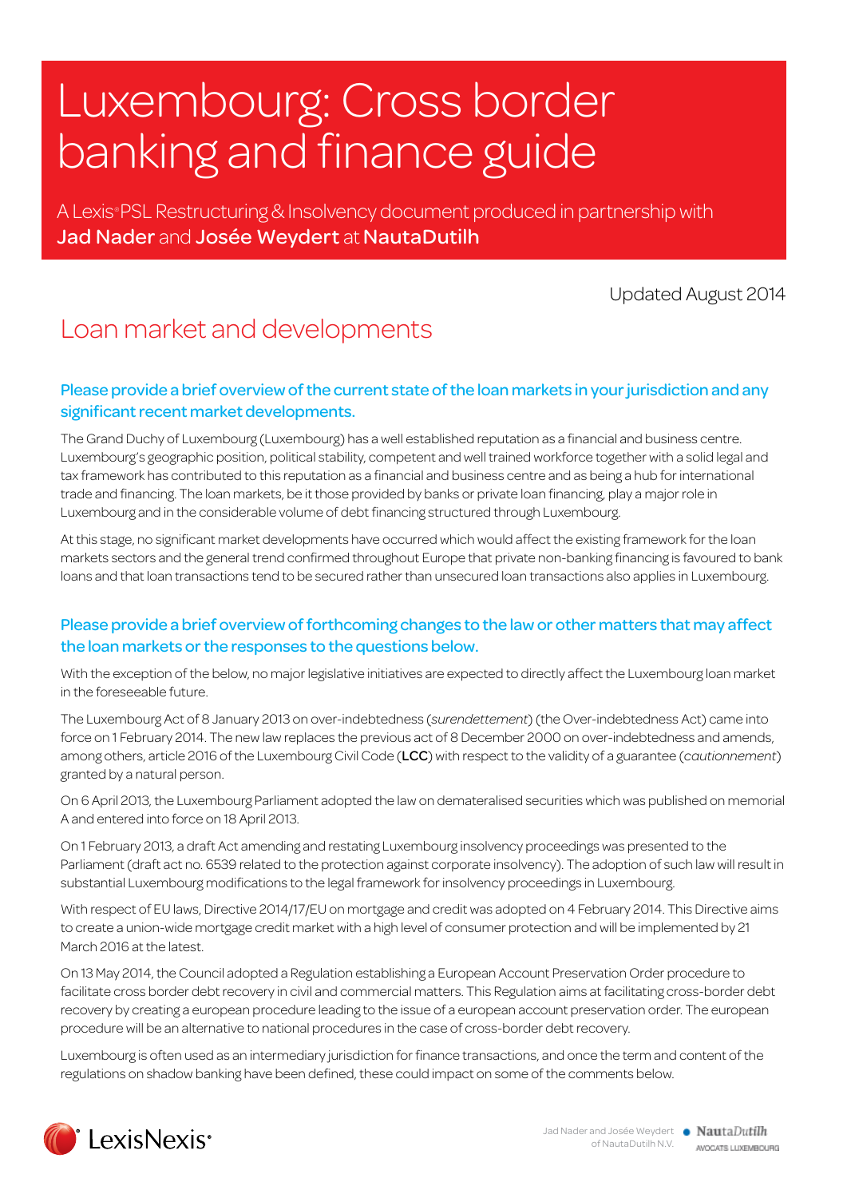# Luxembourg: Cross border banking and finance guide

A Lexis®PSL Restructuring & Insolvency document produced in partnership with **Jad Nader** and **Josée Weydert** at **NautaDutilh**

Updated August 2014

## Loan market and developments

### Please provide a brief overview of the current state of the loan markets in your jurisdiction and any significant recent market developments.

The Grand Duchy of Luxembourg (Luxembourg) has a well established reputation as a financial and business centre. Luxembourg's geographic position, political stability, competent and well trained workforce together with a solid legal and tax framework has contributed to this reputation as a financial and business centre and as being a hub for international trade and financing. The loan markets, be it those provided by banks or private loan financing, play a major role in Luxembourg and in the considerable volume of debt financing structured through Luxembourg.

At this stage, no significant market developments have occurred which would affect the existing framework for the loan markets sectors and the general trend confirmed throughout Europe that private non-banking financing is favoured to bank loans and that loan transactions tend to be secured rather than unsecured loan transactions also applies in Luxembourg.

### Please provide a brief overview of forthcoming changes to the law or other matters that may affect the loan markets or the responses to the questions below.

With the exception of the below, no major legislative initiatives are expected to directly affect the Luxembourg loan market in the foreseeable future.

The Luxembourg Act of 8 January 2013 on over-indebtedness (*surendettement*) (the Over-indebtedness Act) came into force on 1 February 2014. The new law replaces the previous act of 8 December 2000 on over-indebtedness and amends, among others, article 2016 of the Luxembourg Civil Code (**LCC**) with respect to the validity of a guarantee (*cautionnement*) granted by a natural person.

On 6 April 2013, the Luxembourg Parliament adopted the law on dematerialised securities which was published on memorial A and entered into force on 18 April 2013.

On 1 February 2013, a draft Act amending and restating Luxembourg insolvency proceedings was presented to the Parliament (draft act no. 6539 related to the protection against corporate insolvency). The adoption of such law will result in substantial Luxembourg modifications to the legal framework for insolvency proceedings in Luxembourg.

With respect of EU laws, Directive 2014/17/EU on mortgage and credit was adopted on 4 February 2014. This Directive aims to create a union-wide mortgage credit market with a high level of consumer protection and will be implemented by 21 March 2016 at the latest.

On 13 May 2014, the Council adopted a Regulation establishing a European Account Preservation Order procedure to facilitate cross border debt recovery in civil and commercial matters. This Regulation aims at facilitating cross-border debt recovery by creating a european procedure leading to the issue of a european account preservation order. The european procedure will be an alternative to national procedures in the case of cross-border debt recovery.

Luxembourg is often used as an intermediary jurisdiction for finance transactions, and once the term and content of the regulations on shadow banking have been defined, these could impact on some of the comments below.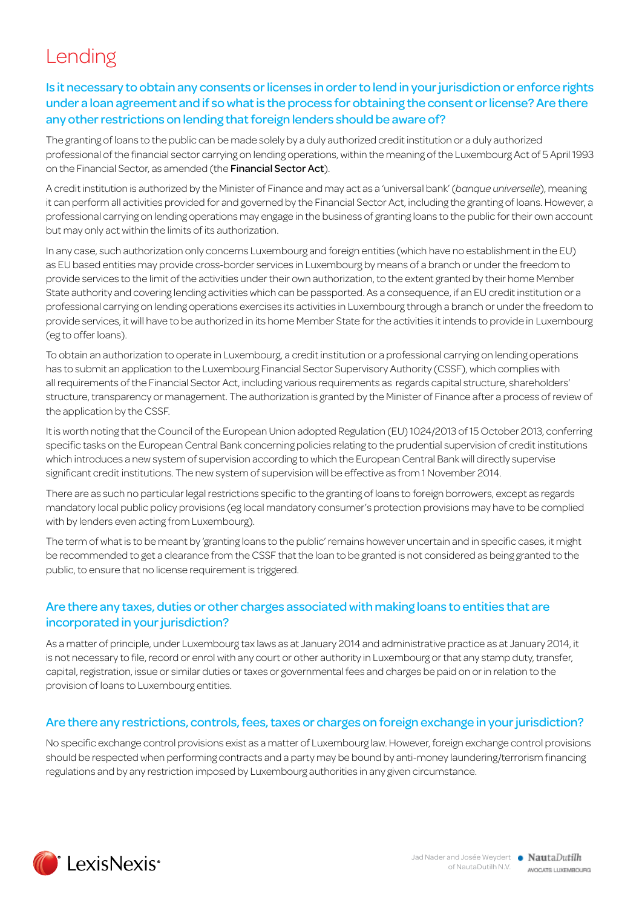# Lending

## Is it necessary to obtain any consents or licenses in order to lend in your jurisdiction or enforce rights under a loan agreement and if so what is the process for obtaining the consent or license? Are there any other restrictions on lending that foreign lenders should be aware of?

The granting of loans to the public can be made solely by a duly authorized credit institution or a duly authorized professional of the financial sector carrying on lending operations, within the meaning of the Luxembourg Act of 5 April 1993 on the Financial Sector, as amended (the **Financial Sector Act**).

A credit institution is authorized by the Minister of Finance and may act as a 'universal bank' (*banque universelle*), meaning it can perform all activities provided for and governed by the Financial Sector Act, including the granting of loans. However, a professional carrying on lending operations may engage in the business of granting loans to the public for their own account but may only act within the limits of its authorization.

In any case, such authorization only concerns Luxembourg and foreign entities (which have no establishment in the EU) as EU based entities may provide cross-border services in Luxembourg by means of a branch or under the freedom to provide services to the limit of the activities under their own authorization, to the extent granted by their home Member State authority and covering lending activities which can be passported. As a consequence, if an EU credit institution or a professional carrying on lending operations exercises its activities in Luxembourg through a branch or under the freedom to provide services, it will have to be authorized in its home Member State for the activities it intends to provide in Luxembourg (eg to offer loans).

To obtain an authorization to operate in Luxembourg, a credit institution or a professional carrying on lending operations has to submit an application to the Luxembourg Financial Sector Supervisory Authority (CSSF), which complies with all requirements of the Financial Sector Act, including various requirements as regards capital structure, shareholders' structure, transparency or management. The authorization is granted by the Minister of Finance after a process of review of the application by the CSSF.

It is worth noting that the Council of the European Union adopted Regulation (EU) 1024/2013 of 15 October 2013, conferring specific tasks on the European Central Bank concerning policies relating to the prudential supervision of credit institutions which introduces a new system of supervision according to which the European Central Bank will directly supervise significant credit institutions. The new system of supervision will be effective as from 1 November 2014.

There are as such no particular legal restrictions specific to the granting of loans to foreign borrowers, except as regards mandatory local public policy provisions (eg local mandatory consumer's protection provisions may have to be complied with by lenders even acting from Luxembourg).

The term of what is to be meant by 'granting loans to the public' remains however uncertain and in specific cases, it might be recommended to get a clearance from the CSSF that the loan to be granted is not considered as being granted to the public, to ensure that no license requirement is triggered.

## Are there any taxes, duties or other charges associated with making loans to entities that are incorporated in your jurisdiction?

As a matter of principle, under Luxembourg tax laws as at January 2014 and administrative practice as at January 2014, it is not necessary to file, record or enrol with any court or other authority in Luxembourg or that any stamp duty, transfer, capital, registration, issue or similar duties or taxes or governmental fees and charges be paid on or in relation to the provision of loans to Luxembourg entities.

## Are there any restrictions, controls, fees, taxes or charges on foreign exchange in your jurisdiction?

No specific exchange control provisions exist as a matter of Luxembourg law. However, foreign exchange control provisions should be respected when performing contracts and a party may be bound by anti-money laundering/terrorism financing regulations and by any restriction imposed by Luxembourg authorities in any given circumstance.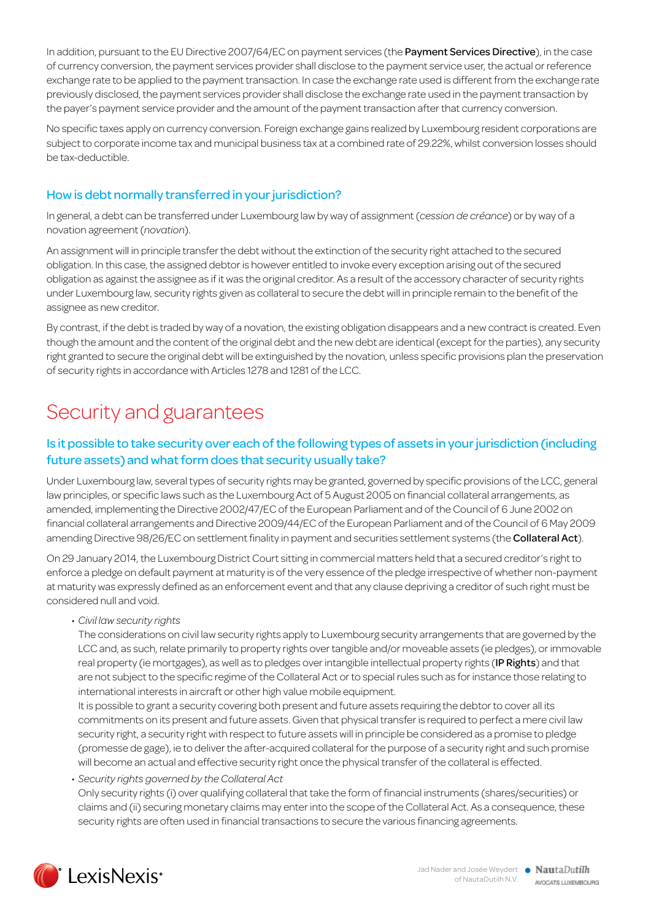In addition, pursuant to the EU Directive 2007/64/EC on payment services (the **Payment Services Directive**), in the case of currency conversion, the payment services provider shall disclose to the payment service user, the actual or reference exchange rate to be applied to the payment transaction. In case the exchange rate used is different from the exchange rate previously disclosed, the payment services provider shall disclose the exchange rate used in the payment transaction by the payer's payment service provider and the amount of the payment transaction after that currency conversion.

No specific taxes apply on currency conversion. Foreign exchange gains realized by Luxembourg resident corporations are subject to corporate income tax and municipal business tax at a combined rate of 29.22%, whilst conversion losses should be tax-deductible.

### How is debt normally transferred in your jurisdiction?

In general, a debt can be transferred under Luxembourg law by way of assignment (*cession de créance*) or by way of a novation agreement (*novation*).

An assignment will in principle transfer the debt without the extinction of the security right attached to the secured obligation. In this case, the assigned debtor is however entitled to invoke every exception arising out of the secured obligation as against the assignee as if it was the original creditor. As a result of the accessory character of security rights under Luxembourg law, security rights given as collateral to secure the debt will in principle remain to the benefit of the assignee as new creditor.

By contrast, if the debt is traded by way of a novation, the existing obligation disappears and a new contract is created. Even though the amount and the content of the original debt and the new debt are identical (except for the parties), any security right granted to secure the original debt will be extinguished by the novation, unless specific provisions plan the preservation of security rights in accordance with Articles 1278 and 1281 of the LCC.

## Security and guarantees

### Is it possible to take security over each of the following types of assets in your jurisdiction (including future assets) and what form does that security usually take?

Under Luxembourg law, several types of security rights may be granted, governed by specific provisions of the LCC, general law principles, or specific laws such as the Luxembourg Act of 5 August 2005 on financial collateral arrangements, as amended, implementing the Directive 2002/47/EC of the European Parliament and of the Council of 6 June 2002 on financial collateral arrangements and Directive 2009/44/EC of the European Parliament and of the Council of 6 May 2009 amending Directive 98/26/EC on settlement finality in payment and securities settlement systems (the **Collateral Act**).

On 29 January 2014, the Luxembourg District Court sitting in commercial matters held that a secured creditor's right to enforce a pledge on default payment at maturity is of the very essence of the pledge irrespective of whether non-payment at maturity was expressly defined as an enforcement event and that any clause depriving a creditor of such right must be considered null and void.

- *Civil law security rights*
  The considerations on civil law security rights apply to Luxembourg security arrangements that are governed by the LCC and, as such, relate primarily to property rights over tangible and/or moveable assets (ie pledges), or immovable real property (ie mortgages), as well as to pledges over intangible intellectual property rights (**IP Rights**) and that are not subject to the specific regime of the Collateral Act or to special rules such as for instance those relating to international interests in aircraft or other high value mobile equipment.
  It is possible to grant a security covering both present and future assets requiring the debtor to cover all its commitments on its present and future assets. Given that physical transfer is required to perfect a mere civil law security right, a security right with respect to future assets will in principle be considered as a promise to pledge (promesse de gage), ie to deliver the after-acquired collateral for the purpose of a security right and such promise will become an actual and effective security right once the physical transfer of the collateral is effected.
- *Security rights governed by the Collateral Act*
  Only security rights (i) over qualifying collateral that take the form of financial instruments (shares/securities) or claims and (ii) securing monetary claims may enter into the scope of the Collateral Act. As a consequence, these security rights are often used in financial transactions to secure the various financing agreements.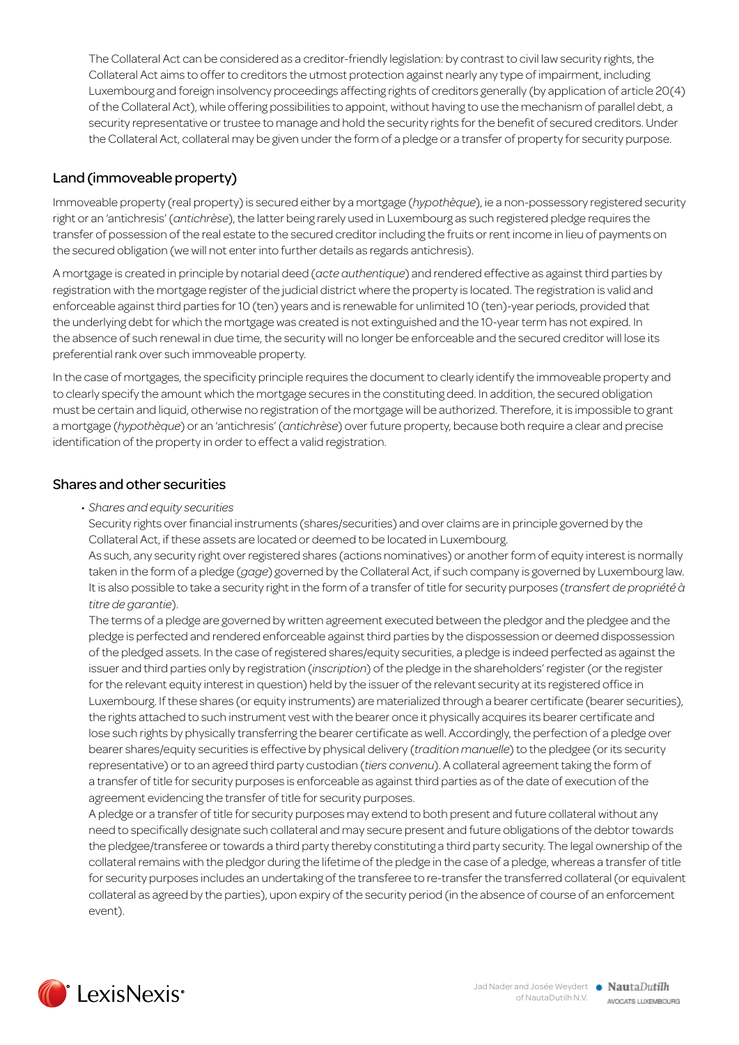The Collateral Act can be considered as a creditor-friendly legislation: by contrast to civil law security rights, the Collateral Act aims to offer to creditors the utmost protection against nearly any type of impairment, including Luxembourg and foreign insolvency proceedings affecting rights of creditors generally (by application of article 20(4) of the Collateral Act), while offering possibilities to appoint, without having to use the mechanism of parallel debt, a security representative or trustee to manage and hold the security rights for the benefit of secured creditors. Under the Collateral Act, collateral may be given under the form of a pledge or a transfer of property for security purpose.

## Land (immoveable property)

Immoveable property (real property) is secured either by a mortgage (*hypothèque*), ie a non-possessory registered security right or an 'antichresis' (*antichrèse*), the latter being rarely used in Luxembourg as such registered pledge requires the transfer of possession of the real estate to the secured creditor including the fruits or rent income in lieu of payments on the secured obligation (we will not enter into further details as regards antichresis).

A mortgage is created in principle by notarial deed (*acte authentique*) and rendered effective as against third parties by registration with the mortgage register of the judicial district where the property is located. The registration is valid and enforceable against third parties for 10 (ten) years and is renewable for unlimited 10 (ten)-year periods, provided that the underlying debt for which the mortgage was created is not extinguished and the 10-year term has not expired. In the absence of such renewal in due time, the security will no longer be enforceable and the secured creditor will lose its preferential rank over such immoveable property.

In the case of mortgages, the specificity principle requires the document to clearly identify the immoveable property and to clearly specify the amount which the mortgage secures in the constituting deed. In addition, the secured obligation must be certain and liquid, otherwise no registration of the mortgage will be authorized. Therefore, it is impossible to grant a mortgage (*hypothèque*) or an 'antichresis' (*antichrèse*) over future property, because both require a clear and precise identification of the property in order to effect a valid registration.

## Shares and other securities

- *Shares and equity securities*

  Security rights over financial instruments (shares/securities) and over claims are in principle governed by the Collateral Act, if these assets are located or deemed to be located in Luxembourg.

  As such, any security right over registered shares (actions nominatives) or another form of equity interest is normally taken in the form of a pledge (*gage*) governed by the Collateral Act, if such company is governed by Luxembourg law. It is also possible to take a security right in the form of a transfer of title for security purposes (*transfert de propriété à titre de garantie*).

  The terms of a pledge are governed by written agreement executed between the pledgor and the pledgee and the pledge is perfected and rendered enforceable against third parties by the dispossession or deemed dispossession of the pledged assets. In the case of registered shares/equity securities, a pledge is indeed perfected as against the issuer and third parties only by registration (*inscription*) of the pledge in the shareholders' register (or the register for the relevant equity interest in question) held by the issuer of the relevant security at its registered office in Luxembourg. If these shares (or equity instruments) are materialized through a bearer certificate (bearer securities), the rights attached to such instrument vest with the bearer once it physically acquires its bearer certificate and lose such rights by physically transferring the bearer certificate as well. Accordingly, the perfection of a pledge over bearer shares/equity securities is effective by physical delivery (*tradition manuelle*) to the pledgee (or its security representative) or to an agreed third party custodian (*tiers convenu*). A collateral agreement taking the form of a transfer of title for security purposes is enforceable as against third parties as of the date of execution of the agreement evidencing the transfer of title for security purposes.

  A pledge or a transfer of title for security purposes may extend to both present and future collateral without any need to specifically designate such collateral and may secure present and future obligations of the debtor towards the pledgee/transferee or towards a third party thereby constituting a third party security. The legal ownership of the collateral remains with the pledgor during the lifetime of the pledge in the case of a pledge, whereas a transfer of title for security purposes includes an undertaking of the transferee to re-transfer the transferred collateral (or equivalent collateral as agreed by the parties), upon expiry of the security period (in the absence of course of an enforcement event).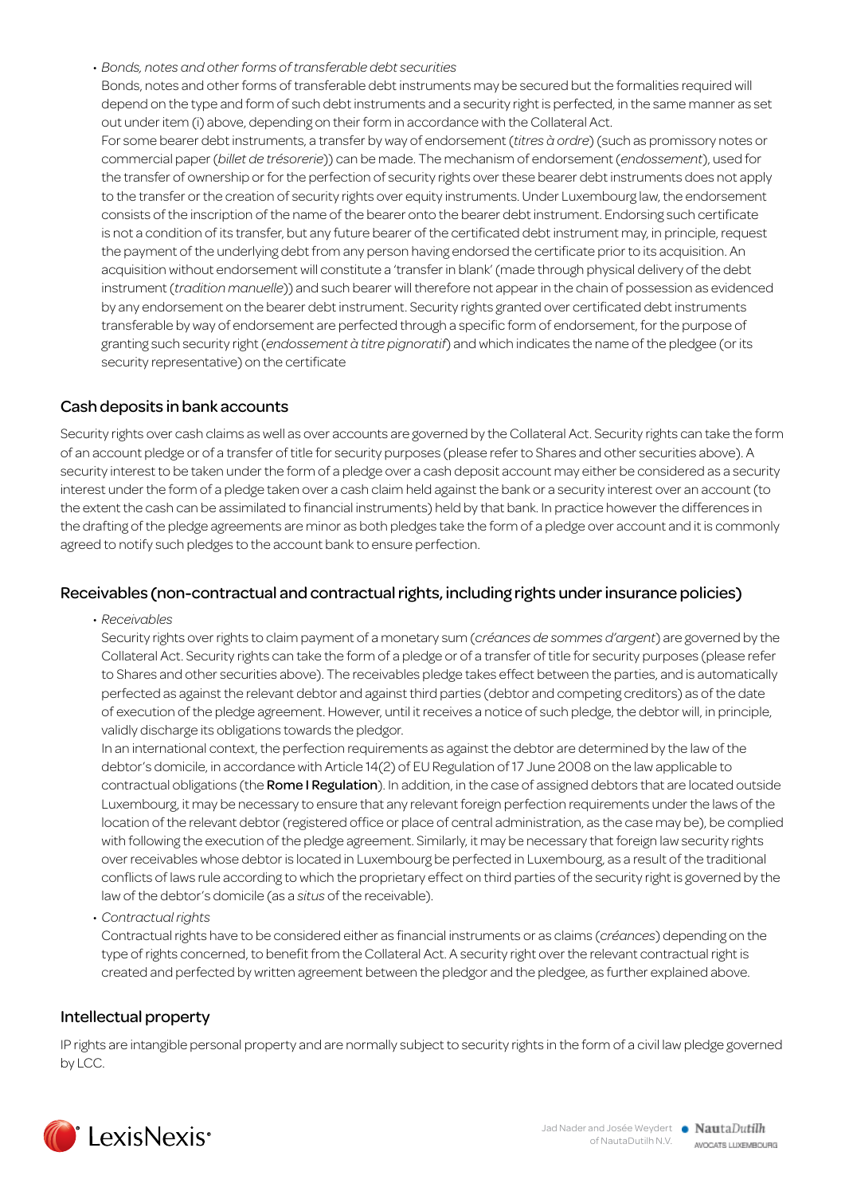- *Bonds, notes and other forms of transferable debt securities*

  Bonds, notes and other forms of transferable debt instruments may be secured but the formalities required will depend on the type and form of such debt instruments and a security right is perfected, in the same manner as set out under item (i) above, depending on their form in accordance with the Collateral Act.

  For some bearer debt instruments, a transfer by way of endorsement (*titres à ordre*) (such as promissory notes or commercial paper (*billet de trésorerie*)) can be made. The mechanism of endorsement (*endossement*), used for the transfer of ownership or for the perfection of security rights over these bearer debt instruments does not apply to the transfer or the creation of security rights over equity instruments. Under Luxembourg law, the endorsement consists of the inscription of the name of the bearer onto the bearer debt instrument. Endorsing such certificate is not a condition of its transfer, but any future bearer of the certificated debt instrument may, in principle, request the payment of the underlying debt from any person having endorsed the certificate prior to its acquisition. An acquisition without endorsement will constitute a 'transfer in blank' (made through physical delivery of the debt instrument (*tradition manuelle*)) and such bearer will therefore not appear in the chain of possession as evidenced by any endorsement on the bearer debt instrument. Security rights granted over certificated debt instruments transferable by way of endorsement are perfected through a specific form of endorsement, for the purpose of granting such security right (*endossement à titre pignoratif*) and which indicates the name of the pledgee (or its security representative) on the certificate

## Cash deposits in bank accounts

Security rights over cash claims as well as over accounts are governed by the Collateral Act. Security rights can take the form of an account pledge or of a transfer of title for security purposes (please refer to Shares and other securities above). A security interest to be taken under the form of a pledge over a cash deposit account may either be considered as a security interest under the form of a pledge taken over a cash claim held against the bank or a security interest over an account (to the extent the cash can be assimilated to financial instruments) held by that bank. In practice however the differences in the drafting of the pledge agreements are minor as both pledges take the form of a pledge over account and it is commonly agreed to notify such pledges to the account bank to ensure perfection.

## Receivables (non-contractual and contractual rights, including rights under insurance policies)

- *Receivables*

  Security rights over rights to claim payment of a monetary sum (*créances de sommes d'argent*) are governed by the Collateral Act. Security rights can take the form of a pledge or of a transfer of title for security purposes (please refer to Shares and other securities above). The receivables pledge takes effect between the parties, and is automatically perfected as against the relevant debtor and against third parties (debtor and competing creditors) as of the date of execution of the pledge agreement. However, until it receives a notice of such pledge, the debtor will, in principle, validly discharge its obligations towards the pledgor.

  In an international context, the perfection requirements as against the debtor are determined by the law of the debtor's domicile, in accordance with Article 14(2) of EU Regulation of 17 June 2008 on the law applicable to contractual obligations (the **Rome I Regulation**). In addition, in the case of assigned debtors that are located outside Luxembourg, it may be necessary to ensure that any relevant foreign perfection requirements under the laws of the location of the relevant debtor (registered office or place of central administration, as the case may be), be complied with following the execution of the pledge agreement. Similarly, it may be necessary that foreign law security rights over receivables whose debtor is located in Luxembourg be perfected in Luxembourg, as a result of the traditional conflicts of laws rule according to which the proprietary effect on third parties of the security right is governed by the law of the debtor's domicile (as a *situs* of the receivable).

- *Contractual rights*

  Contractual rights have to be considered either as financial instruments or as claims (*créances*) depending on the type of rights concerned, to benefit from the Collateral Act. A security right over the relevant contractual right is created and perfected by written agreement between the pledgor and the pledgee, as further explained above.

## Intellectual property

IP rights are intangible personal property and are normally subject to security rights in the form of a civil law pledge governed by LCC.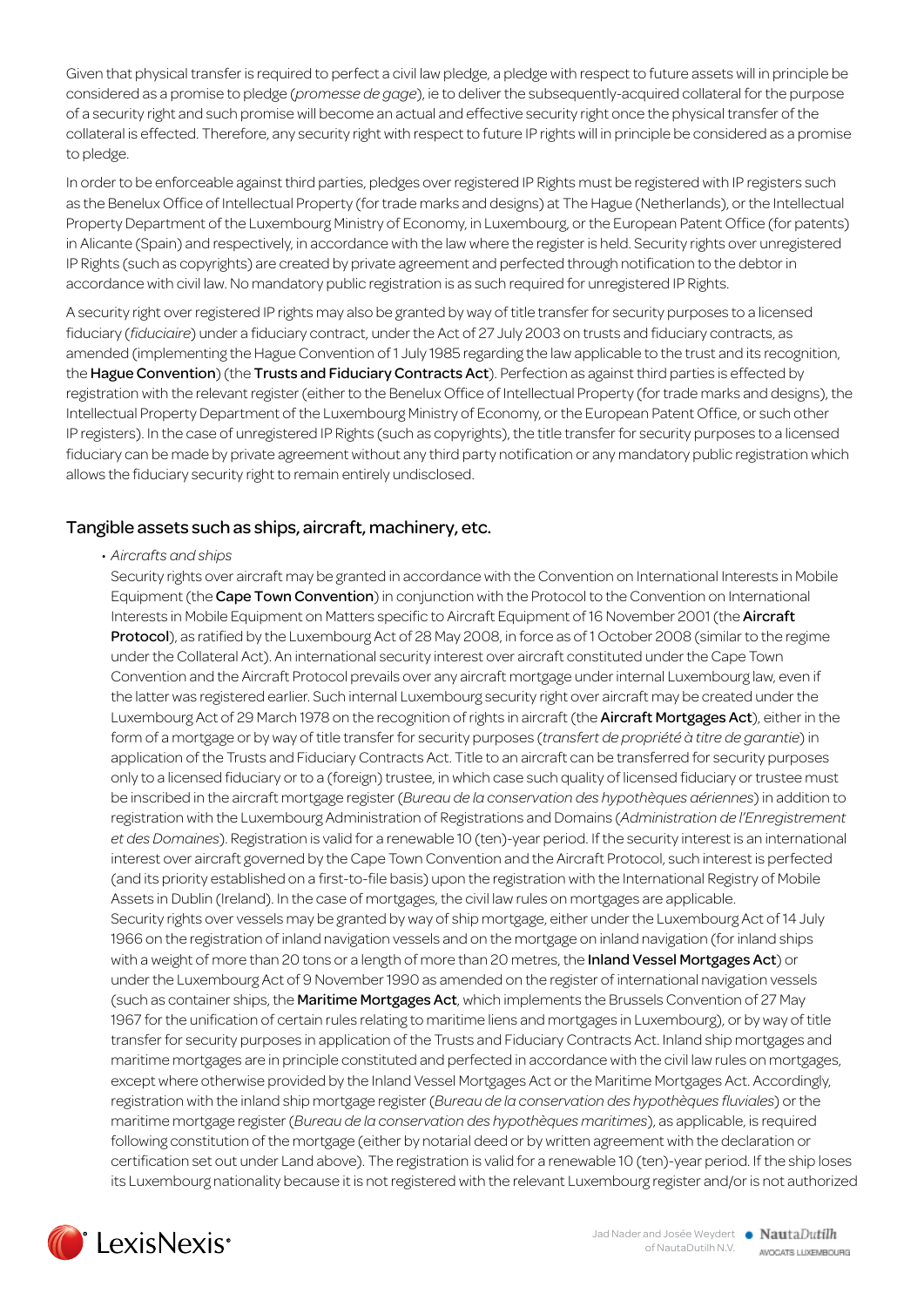Given that physical transfer is required to perfect a civil law pledge, a pledge with respect to future assets will in principle be considered as a promise to pledge (*promesse de gage*), ie to deliver the subsequently-acquired collateral for the purpose of a security right and such promise will become an actual and effective security right once the physical transfer of the collateral is effected. Therefore, any security right with respect to future IP rights will in principle be considered as a promise to pledge.

In order to be enforceable against third parties, pledges over registered IP Rights must be registered with IP registers such as the Benelux Office of Intellectual Property (for trade marks and designs) at The Hague (Netherlands), or the Intellectual Property Department of the Luxembourg Ministry of Economy, in Luxembourg, or the European Patent Office (for patents) in Alicante (Spain) and respectively, in accordance with the law where the register is held. Security rights over unregistered IP Rights (such as copyrights) are created by private agreement and perfected through notification to the debtor in accordance with civil law. No mandatory public registration is as such required for unregistered IP Rights.

A security right over registered IP rights may also be granted by way of title transfer for security purposes to a licensed fiduciary (*fiduciaire*) under a fiduciary contract, under the Act of 27 July 2003 on trusts and fiduciary contracts, as amended (implementing the Hague Convention of 1 July 1985 regarding the law applicable to the trust and its recognition, the **Hague Convention**) (the **Trusts and Fiduciary Contracts Act**). Perfection as against third parties is effected by registration with the relevant register (either to the Benelux Office of Intellectual Property (for trade marks and designs), the Intellectual Property Department of the Luxembourg Ministry of Economy, or the European Patent Office, or such other IP registers). In the case of unregistered IP Rights (such as copyrights), the title transfer for security purposes to a licensed fiduciary can be made by private agreement without any third party notification or any mandatory public registration which allows the fiduciary security right to remain entirely undisclosed.

## Tangible assets such as ships, aircraft, machinery, etc.

- *Aircrafts and ships*

  Security rights over aircraft may be granted in accordance with the Convention on International Interests in Mobile Equipment (the **Cape Town Convention**) in conjunction with the Protocol to the Convention on International Interests in Mobile Equipment on Matters specific to Aircraft Equipment of 16 November 2001 (the **Aircraft Protocol**), as ratified by the Luxembourg Act of 28 May 2008, in force as of 1 October 2008 (similar to the regime under the Collateral Act). An international security interest over aircraft constituted under the Cape Town Convention and the Aircraft Protocol prevails over any aircraft mortgage under internal Luxembourg law, even if the latter was registered earlier. Such internal Luxembourg security right over aircraft may be created under the Luxembourg Act of 29 March 1978 on the recognition of rights in aircraft (the **Aircraft Mortgages Act**), either in the form of a mortgage or by way of title transfer for security purposes (*transfert de propriété à titre de garantie*) in application of the Trusts and Fiduciary Contracts Act. Title to an aircraft can be transferred for security purposes only to a licensed fiduciary or to a (foreign) trustee, in which case such quality of licensed fiduciary or trustee must be inscribed in the aircraft mortgage register (*Bureau de la conservation des hypothèques aériennes*) in addition to registration with the Luxembourg Administration of Registrations and Domains (*Administration de l'Enregistrement et des Domaines*). Registration is valid for a renewable 10 (ten)-year period. If the security interest is an international interest over aircraft governed by the Cape Town Convention and the Aircraft Protocol, such interest is perfected (and its priority established on a first-to-file basis) upon the registration with the International Registry of Mobile Assets in Dublin (Ireland). In the case of mortgages, the civil law rules on mortgages are applicable.

  Security rights over vessels may be granted by way of ship mortgage, either under the Luxembourg Act of 14 July 1966 on the registration of inland navigation vessels and on the mortgage on inland navigation (for inland ships with a weight of more than 20 tons or a length of more than 20 metres, the **Inland Vessel Mortgages Act**) or under the Luxembourg Act of 9 November 1990 as amended on the register of international navigation vessels (such as container ships, the **Maritime Mortgages Act**, which implements the Brussels Convention of 27 May 1967 for the unification of certain rules relating to maritime liens and mortgages in Luxembourg), or by way of title transfer for security purposes in application of the Trusts and Fiduciary Contracts Act. Inland ship mortgages and maritime mortgages are in principle constituted and perfected in accordance with the civil law rules on mortgages, except where otherwise provided by the Inland Vessel Mortgages Act or the Maritime Mortgages Act. Accordingly, registration with the inland ship mortgage register (*Bureau de la conservation des hypothèques fluviales*) or the maritime mortgage register (*Bureau de la conservation des hypothèques maritimes*), as applicable, is required following constitution of the mortgage (either by notarial deed or by written agreement with the declaration or certification set out under Land above). The registration is valid for a renewable 10 (ten)-year period. If the ship loses its Luxembourg nationality because it is not registered with the relevant Luxembourg register and/or is not authorized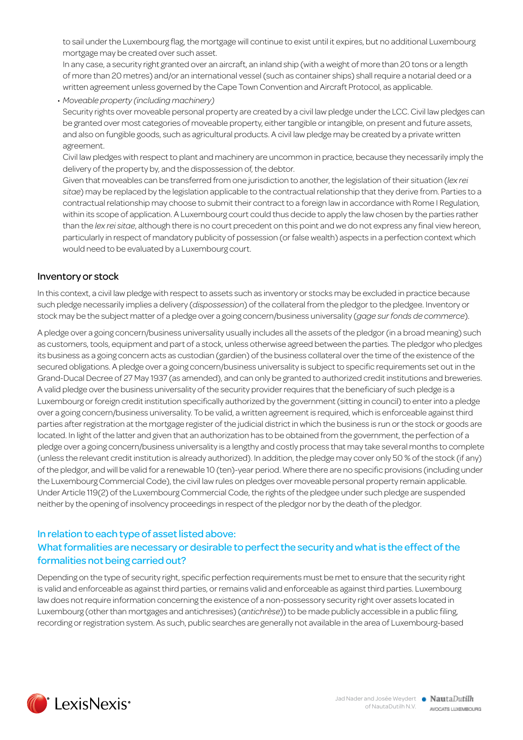to sail under the Luxembourg flag, the mortgage will continue to exist until it expires, but no additional Luxembourg mortgage may be created over such asset.

In any case, a security right granted over an aircraft, an inland ship (with a weight of more than 20 tons or a length of more than 20 metres) and/or an international vessel (such as container ships) shall require a notarial deed or a written agreement unless governed by the Cape Town Convention and Aircraft Protocol, as applicable.

- *Moveable property (including machinery)*

  Security rights over moveable personal property are created by a civil law pledge under the LCC. Civil law pledges can be granted over most categories of moveable property, either tangible or intangible, on present and future assets, and also on fungible goods, such as agricultural products. A civil law pledge may be created by a private written agreement.

  Civil law pledges with respect to plant and machinery are uncommon in practice, because they necessarily imply the delivery of the property by, and the dispossession of, the debtor.

  Given that moveables can be transferred from one jurisdiction to another, the legislation of their situation (*lex rei sitae*) may be replaced by the legislation applicable to the contractual relationship that they derive from. Parties to a contractual relationship may choose to submit their contract to a foreign law in accordance with Rome I Regulation, within its scope of application. A Luxembourg court could thus decide to apply the law chosen by the parties rather than the *lex rei sitae*, although there is no court precedent on this point and we do not express any final view hereon, particularly in respect of mandatory publicity of possession (or false wealth) aspects in a perfection context which would need to be evaluated by a Luxembourg court.

### Inventory or stock

In this context, a civil law pledge with respect to assets such as inventory or stocks may be excluded in practice because such pledge necessarily implies a delivery (*dispossession*) of the collateral from the pledgor to the pledgee. Inventory or stock may be the subject matter of a pledge over a going concern/business universality (*gage sur fonds de commerce*).

A pledge over a going concern/business universality usually includes all the assets of the pledgor (in a broad meaning) such as customers, tools, equipment and part of a stock, unless otherwise agreed between the parties. The pledgor who pledges its business as a going concern acts as custodian (gardien) of the business collateral over the time of the existence of the secured obligations. A pledge over a going concern/business universality is subject to specific requirements set out in the Grand-Ducal Decree of 27 May 1937 (as amended), and can only be granted to authorized credit institutions and breweries. A valid pledge over the business universality of the security provider requires that the beneficiary of such pledge is a Luxembourg or foreign credit institution specifically authorized by the government (sitting in council) to enter into a pledge over a going concern/business universality. To be valid, a written agreement is required, which is enforceable against third parties after registration at the mortgage register of the judicial district in which the business is run or the stock or goods are located. In light of the latter and given that an authorization has to be obtained from the government, the perfection of a pledge over a going concern/business universality is a lengthy and costly process that may take several months to complete (unless the relevant credit institution is already authorized). In addition, the pledge may cover only 50 % of the stock (if any) of the pledgor, and will be valid for a renewable 10 (ten)-year period. Where there are no specific provisions (including under the Luxembourg Commercial Code), the civil law rules on pledges over moveable personal property remain applicable. Under Article 119(2) of the Luxembourg Commercial Code, the rights of the pledgee under such pledge are suspended neither by the opening of insolvency proceedings in respect of the pledgor nor by the death of the pledgor.

## In relation to each type of asset listed above: What formalities are necessary or desirable to perfect the security and what is the effect of the formalities not being carried out?

Depending on the type of security right, specific perfection requirements must be met to ensure that the security right is valid and enforceable as against third parties, or remains valid and enforceable as against third parties. Luxembourg law does not require information concerning the existence of a non-possessory security right over assets located in Luxembourg (other than mortgages and antichresises) (*antichrèse*)) to be made publicly accessible in a public filing, recording or registration system. As such, public searches are generally not available in the area of Luxembourg-based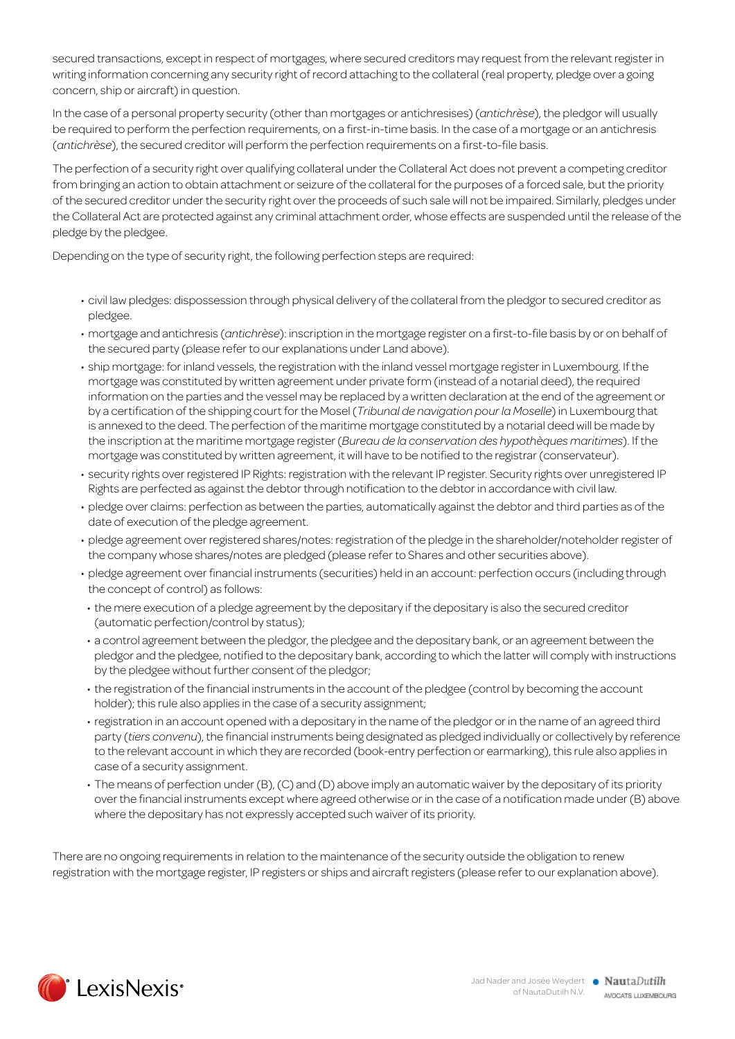secured transactions, except in respect of mortgages, where secured creditors may request from the relevant register in writing information concerning any security right of record attaching to the collateral (real property, pledge over a going concern, ship or aircraft) in question.

In the case of a personal property security (other than mortgages or antichresises) (*antichrèse*), the pledgor will usually be required to perform the perfection requirements, on a first-in-time basis. In the case of a mortgage or an antichresis (*antichrèse*), the secured creditor will perform the perfection requirements on a first-to-file basis.

The perfection of a security right over qualifying collateral under the Collateral Act does not prevent a competing creditor from bringing an action to obtain attachment or seizure of the collateral for the purposes of a forced sale, but the priority of the secured creditor under the security right over the proceeds of such sale will not be impaired. Similarly, pledges under the Collateral Act are protected against any criminal attachment order, whose effects are suspended until the release of the pledge by the pledgee.

Depending on the type of security right, the following perfection steps are required:

- civil law pledges: dispossession through physical delivery of the collateral from the pledgor to secured creditor as pledgee.
- mortgage and antichresis (*antichrèse*): inscription in the mortgage register on a first-to-file basis by or on behalf of the secured party (please refer to our explanations under Land above).
- ship mortgage: for inland vessels, the registration with the inland vessel mortgage register in Luxembourg. If the mortgage was constituted by written agreement under private form (instead of a notarial deed), the required information on the parties and the vessel may be replaced by a written declaration at the end of the agreement or by a certification of the shipping court for the Mosel (*Tribunal de navigation pour la Moselle*) in Luxembourg that is annexed to the deed. The perfection of the maritime mortgage constituted by a notarial deed will be made by the inscription at the maritime mortgage register (*Bureau de la conservation des hypothèques maritimes*). If the mortgage was constituted by written agreement, it will have to be notified to the registrar (conservateur).
- security rights over registered IP Rights: registration with the relevant IP register. Security rights over unregistered IP Rights are perfected as against the debtor through notification to the debtor in accordance with civil law.
- pledge over claims: perfection as between the parties, automatically against the debtor and third parties as of the date of execution of the pledge agreement.
- pledge agreement over registered shares/notes: registration of the pledge in the shareholder/noteholder register of the company whose shares/notes are pledged (please refer to Shares and other securities above).
- pledge agreement over financial instruments (securities) held in an account: perfection occurs (including through the concept of control) as follows:
  - the mere execution of a pledge agreement by the depositary if the depositary is also the secured creditor (automatic perfection/control by status);
  - a control agreement between the pledgor, the pledgee and the depositary bank, or an agreement between the pledgor and the pledgee, notified to the depositary bank, according to which the latter will comply with instructions by the pledgee without further consent of the pledgor;
  - the registration of the financial instruments in the account of the pledgee (control by becoming the account holder); this rule also applies in the case of a security assignment;
  - registration in an account opened with a depositary in the name of the pledgor or in the name of an agreed third party (*tiers convenu*), the financial instruments being designated as pledged individually or collectively by reference to the relevant account in which they are recorded (book-entry perfection or earmarking), this rule also applies in case of a security assignment.
  - The means of perfection under (B), (C) and (D) above imply an automatic waiver by the depositary of its priority over the financial instruments except where agreed otherwise or in the case of a notification made under (B) above where the depositary has not expressly accepted such waiver of its priority.

There are no ongoing requirements in relation to the maintenance of the security outside the obligation to renew registration with the mortgage register, IP registers or ships and aircraft registers (please refer to our explanation above).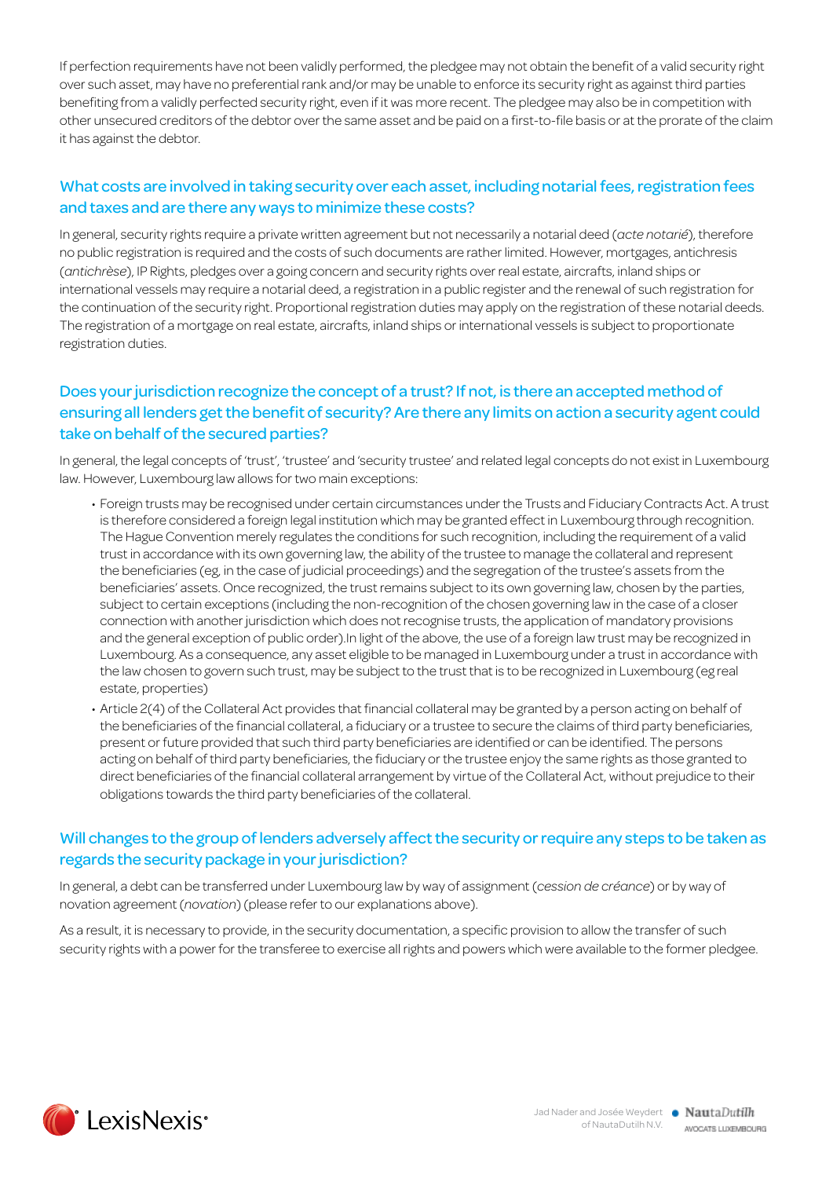If perfection requirements have not been validly performed, the pledgee may not obtain the benefit of a valid security right over such asset, may have no preferential rank and/or may be unable to enforce its security right as against third parties benefiting from a validly perfected security right, even if it was more recent. The pledgee may also be in competition with other unsecured creditors of the debtor over the same asset and be paid on a first-to-file basis or at the prorate of the claim it has against the debtor.

## What costs are involved in taking security over each asset, including notarial fees, registration fees and taxes and are there any ways to minimize these costs?

In general, security rights require a private written agreement but not necessarily a notarial deed (*acte notarié*), therefore no public registration is required and the costs of such documents are rather limited. However, mortgages, antichresis (*antichrèse*), IP Rights, pledges over a going concern and security rights over real estate, aircrafts, inland ships or international vessels may require a notarial deed, a registration in a public register and the renewal of such registration for the continuation of the security right. Proportional registration duties may apply on the registration of these notarial deeds. The registration of a mortgage on real estate, aircrafts, inland ships or international vessels is subject to proportionate registration duties.

## Does your jurisdiction recognize the concept of a trust? If not, is there an accepted method of ensuring all lenders get the benefit of security? Are there any limits on action a security agent could take on behalf of the secured parties?

In general, the legal concepts of 'trust', 'trustee' and 'security trustee' and related legal concepts do not exist in Luxembourg law. However, Luxembourg law allows for two main exceptions:

- Foreign trusts may be recognised under certain circumstances under the Trusts and Fiduciary Contracts Act. A trust is therefore considered a foreign legal institution which may be granted effect in Luxembourg through recognition. The Hague Convention merely regulates the conditions for such recognition, including the requirement of a valid trust in accordance with its own governing law, the ability of the trustee to manage the collateral and represent the beneficiaries (eg, in the case of judicial proceedings) and the segregation of the trustee's assets from the beneficiaries' assets. Once recognized, the trust remains subject to its own governing law, chosen by the parties, subject to certain exceptions (including the non-recognition of the chosen governing law in the case of a closer connection with another jurisdiction which does not recognise trusts, the application of mandatory provisions and the general exception of public order).In light of the above, the use of a foreign law trust may be recognized in Luxembourg. As a consequence, any asset eligible to be managed in Luxembourg under a trust in accordance with the law chosen to govern such trust, may be subject to the trust that is to be recognized in Luxembourg (eg real estate, properties)
- Article 2(4) of the Collateral Act provides that financial collateral may be granted by a person acting on behalf of the beneficiaries of the financial collateral, a fiduciary or a trustee to secure the claims of third party beneficiaries, present or future provided that such third party beneficiaries are identified or can be identified. The persons acting on behalf of third party beneficiaries, the fiduciary or the trustee enjoy the same rights as those granted to direct beneficiaries of the financial collateral arrangement by virtue of the Collateral Act, without prejudice to their obligations towards the third party beneficiaries of the collateral.

## Will changes to the group of lenders adversely affect the security or require any steps to be taken as regards the security package in your jurisdiction?

In general, a debt can be transferred under Luxembourg law by way of assignment (*cession de créance*) or by way of novation agreement (*novation*) (please refer to our explanations above).

As a result, it is necessary to provide, in the security documentation, a specific provision to allow the transfer of such security rights with a power for the transferee to exercise all rights and powers which were available to the former pledgee.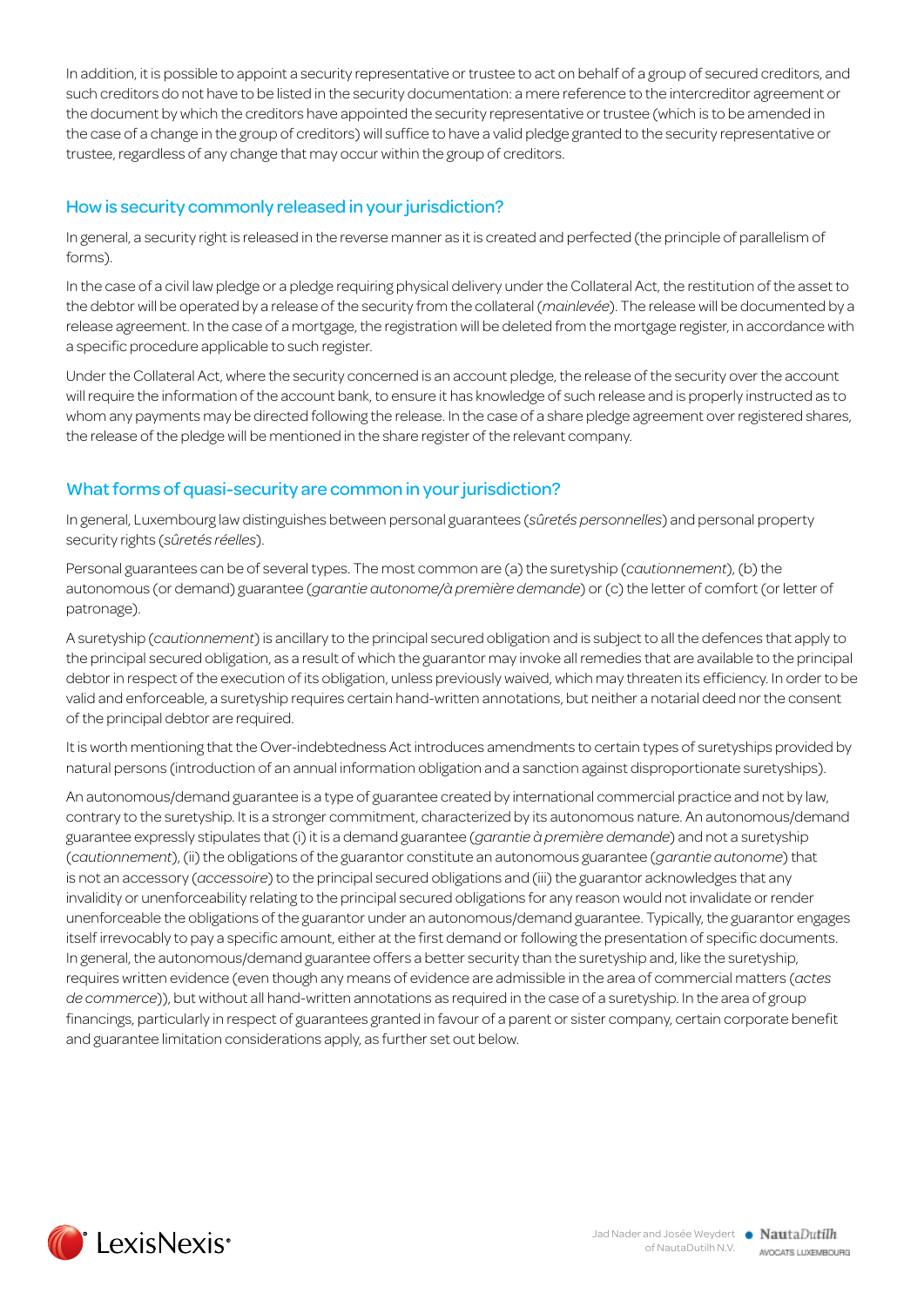In addition, it is possible to appoint a security representative or trustee to act on behalf of a group of secured creditors, and such creditors do not have to be listed in the security documentation: a mere reference to the intercreditor agreement or the document by which the creditors have appointed the security representative or trustee (which is to be amended in the case of a change in the group of creditors) will suffice to have a valid pledge granted to the security representative or trustee, regardless of any change that may occur within the group of creditors.

## How is security commonly released in your jurisdiction?

In general, a security right is released in the reverse manner as it is created and perfected (the principle of parallelism of forms).

In the case of a civil law pledge or a pledge requiring physical delivery under the Collateral Act, the restitution of the asset to the debtor will be operated by a release of the security from the collateral (*mainlevée*). The release will be documented by a release agreement. In the case of a mortgage, the registration will be deleted from the mortgage register, in accordance with a specific procedure applicable to such register.

Under the Collateral Act, where the security concerned is an account pledge, the release of the security over the account will require the information of the account bank, to ensure it has knowledge of such release and is properly instructed as to whom any payments may be directed following the release. In the case of a share pledge agreement over registered shares, the release of the pledge will be mentioned in the share register of the relevant company.

## What forms of quasi-security are common in your jurisdiction?

In general, Luxembourg law distinguishes between personal guarantees (*sûretés personnelles*) and personal property security rights (*sûretés réelles*).

Personal guarantees can be of several types. The most common are (a) the suretyship (*cautionnement*), (b) the autonomous (or demand) guarantee (*garantie autonome/à première demande*) or (c) the letter of comfort (or letter of patronage).

A suretyship (*cautionnement*) is ancillary to the principal secured obligation and is subject to all the defences that apply to the principal secured obligation, as a result of which the guarantor may invoke all remedies that are available to the principal debtor in respect of the execution of its obligation, unless previously waived, which may threaten its efficiency. In order to be valid and enforceable, a suretyship requires certain hand-written annotations, but neither a notarial deed nor the consent of the principal debtor are required.

It is worth mentioning that the Over-indebtedness Act introduces amendments to certain types of suretyships provided by natural persons (introduction of an annual information obligation and a sanction against disproportionate suretyships).

An autonomous/demand guarantee is a type of guarantee created by international commercial practice and not by law, contrary to the suretyship. It is a stronger commitment, characterized by its autonomous nature. An autonomous/demand guarantee expressly stipulates that (i) it is a demand guarantee (*garantie à première demande*) and not a suretyship (*cautionnement*), (ii) the obligations of the guarantor constitute an autonomous guarantee (*garantie autonome*) that is not an accessory (*accessoire*) to the principal secured obligations and (iii) the guarantor acknowledges that any invalidity or unenforceability relating to the principal secured obligations for any reason would not invalidate or render unenforceable the obligations of the guarantor under an autonomous/demand guarantee. Typically, the guarantor engages itself irrevocably to pay a specific amount, either at the first demand or following the presentation of specific documents. In general, the autonomous/demand guarantee offers a better security than the suretyship and, like the suretyship, requires written evidence (even though any means of evidence are admissible in the area of commercial matters (*actes de commerce*)), but without all hand-written annotations as required in the case of a suretyship. In the area of group financings, particularly in respect of guarantees granted in favour of a parent or sister company, certain corporate benefit and guarantee limitation considerations apply, as further set out below.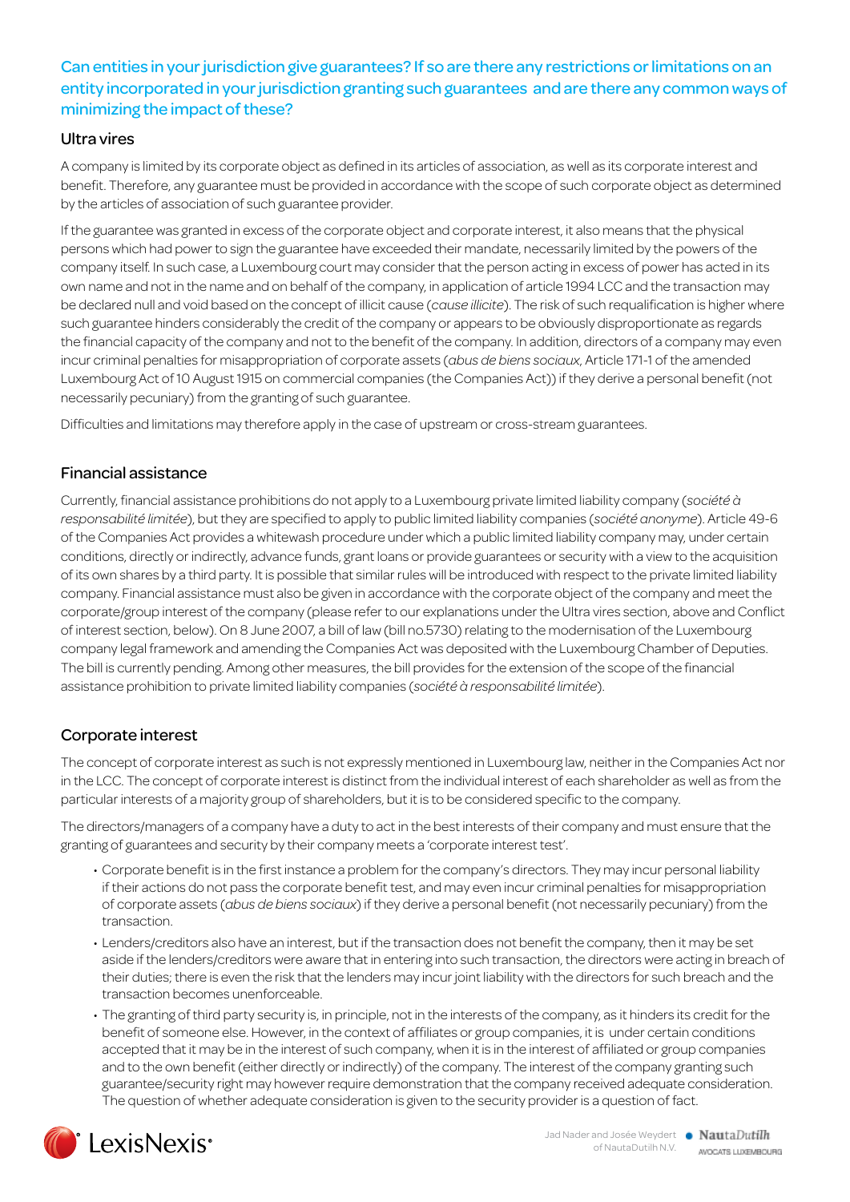## Can entities in your jurisdiction give guarantees? If so are there any restrictions or limitations on an entity incorporated in your jurisdiction granting such guarantees and are there any common ways of minimizing the impact of these?

### Ultra vires

A company is limited by its corporate object as defined in its articles of association, as well as its corporate interest and benefit. Therefore, any guarantee must be provided in accordance with the scope of such corporate object as determined by the articles of association of such guarantee provider.

If the guarantee was granted in excess of the corporate object and corporate interest, it also means that the physical persons which had power to sign the guarantee have exceeded their mandate, necessarily limited by the powers of the company itself. In such case, a Luxembourg court may consider that the person acting in excess of power has acted in its own name and not in the name and on behalf of the company, in application of article 1994 LCC and the transaction may be declared null and void based on the concept of illicit cause (*cause illicite*). The risk of such requalification is higher where such guarantee hinders considerably the credit of the company or appears to be obviously disproportionate as regards the financial capacity of the company and not to the benefit of the company. In addition, directors of a company may even incur criminal penalties for misappropriation of corporate assets (*abus de biens sociaux*, Article 171-1 of the amended Luxembourg Act of 10 August 1915 on commercial companies (the Companies Act)) if they derive a personal benefit (not necessarily pecuniary) from the granting of such guarantee.

Difficulties and limitations may therefore apply in the case of upstream or cross-stream guarantees.

### Financial assistance

Currently, financial assistance prohibitions do not apply to a Luxembourg private limited liability company (*société à responsabilité limitée*), but they are specified to apply to public limited liability companies (*société anonyme*). Article 49-6 of the Companies Act provides a whitewash procedure under which a public limited liability company may, under certain conditions, directly or indirectly, advance funds, grant loans or provide guarantees or security with a view to the acquisition of its own shares by a third party. It is possible that similar rules will be introduced with respect to the private limited liability company. Financial assistance must also be given in accordance with the corporate object of the company and meet the corporate/group interest of the company (please refer to our explanations under the Ultra vires section, above and Conflict of interest section, below). On 8 June 2007, a bill of law (bill no.5730) relating to the modernisation of the Luxembourg company legal framework and amending the Companies Act was deposited with the Luxembourg Chamber of Deputies. The bill is currently pending. Among other measures, the bill provides for the extension of the scope of the financial assistance prohibition to private limited liability companies (*société à responsabilité limitée*).

### Corporate interest

The concept of corporate interest as such is not expressly mentioned in Luxembourg law, neither in the Companies Act nor in the LCC. The concept of corporate interest is distinct from the individual interest of each shareholder as well as from the particular interests of a majority group of shareholders, but it is to be considered specific to the company.

The directors/managers of a company have a duty to act in the best interests of their company and must ensure that the granting of guarantees and security by their company meets a 'corporate interest test'.

- Corporate benefit is in the first instance a problem for the company's directors. They may incur personal liability if their actions do not pass the corporate benefit test, and may even incur criminal penalties for misappropriation of corporate assets (*abus de biens sociaux*) if they derive a personal benefit (not necessarily pecuniary) from the transaction.
- Lenders/creditors also have an interest, but if the transaction does not benefit the company, then it may be set aside if the lenders/creditors were aware that in entering into such transaction, the directors were acting in breach of their duties; there is even the risk that the lenders may incur joint liability with the directors for such breach and the transaction becomes unenforceable.
- The granting of third party security is, in principle, not in the interests of the company, as it hinders its credit for the benefit of someone else. However, in the context of affiliates or group companies, it is under certain conditions accepted that it may be in the interest of such company, when it is in the interest of affiliated or group companies and to the own benefit (either directly or indirectly) of the company. The interest of the company granting such guarantee/security right may however require demonstration that the company received adequate consideration. The question of whether adequate consideration is given to the security provider is a question of fact.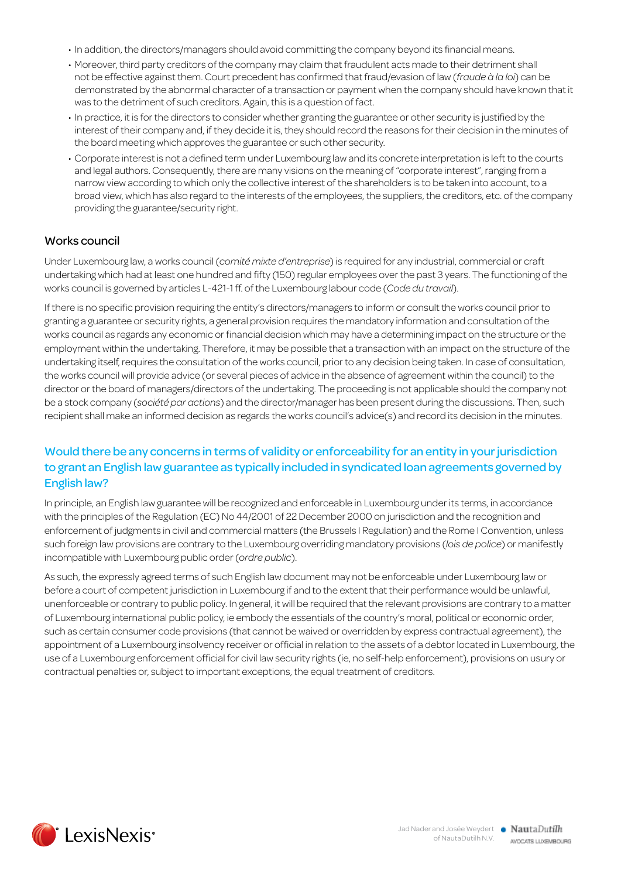- In addition, the directors/managers should avoid committing the company beyond its financial means.
- Moreover, third party creditors of the company may claim that fraudulent acts made to their detriment shall not be effective against them. Court precedent has confirmed that fraud/evasion of law (*fraude à la loi*) can be demonstrated by the abnormal character of a transaction or payment when the company should have known that it was to the detriment of such creditors. Again, this is a question of fact.
- In practice, it is for the directors to consider whether granting the guarantee or other security is justified by the interest of their company and, if they decide it is, they should record the reasons for their decision in the minutes of the board meeting which approves the guarantee or such other security.
- Corporate interest is not a defined term under Luxembourg law and its concrete interpretation is left to the courts and legal authors. Consequently, there are many visions on the meaning of "corporate interest", ranging from a narrow view according to which only the collective interest of the shareholders is to be taken into account, to a broad view, which has also regard to the interests of the employees, the suppliers, the creditors, etc. of the company providing the guarantee/security right.

### Works council

Under Luxembourg law, a works council (*comité mixte d'entreprise*) is required for any industrial, commercial or craft undertaking which had at least one hundred and fifty (150) regular employees over the past 3 years. The functioning of the works council is governed by articles L-421-1 ff. of the Luxembourg labour code (*Code du travail*).

If there is no specific provision requiring the entity's directors/managers to inform or consult the works council prior to granting a guarantee or security rights, a general provision requires the mandatory information and consultation of the works council as regards any economic or financial decision which may have a determining impact on the structure or the employment within the undertaking. Therefore, it may be possible that a transaction with an impact on the structure of the undertaking itself, requires the consultation of the works council, prior to any decision being taken. In case of consultation, the works council will provide advice (or several pieces of advice in the absence of agreement within the council) to the director or the board of managers/directors of the undertaking. The proceeding is not applicable should the company not be a stock company (*société par actions*) and the director/manager has been present during the discussions. Then, such recipient shall make an informed decision as regards the works council's advice(s) and record its decision in the minutes.

## Would there be any concerns in terms of validity or enforceability for an entity in your jurisdiction to grant an English law guarantee as typically included in syndicated loan agreements governed by English law?

In principle, an English law guarantee will be recognized and enforceable in Luxembourg under its terms, in accordance with the principles of the Regulation (EC) No 44/2001 of 22 December 2000 on jurisdiction and the recognition and enforcement of judgments in civil and commercial matters (the Brussels I Regulation) and the Rome I Convention, unless such foreign law provisions are contrary to the Luxembourg overriding mandatory provisions (*lois de police*) or manifestly incompatible with Luxembourg public order (*ordre public*).

As such, the expressly agreed terms of such English law document may not be enforceable under Luxembourg law or before a court of competent jurisdiction in Luxembourg if and to the extent that their performance would be unlawful, unenforceable or contrary to public policy. In general, it will be required that the relevant provisions are contrary to a matter of Luxembourg international public policy, ie embody the essentials of the country's moral, political or economic order, such as certain consumer code provisions (that cannot be waived or overridden by express contractual agreement), the appointment of a Luxembourg insolvency receiver or official in relation to the assets of a debtor located in Luxembourg, the use of a Luxembourg enforcement official for civil law security rights (ie, no self-help enforcement), provisions on usury or contractual penalties or, subject to important exceptions, the equal treatment of creditors.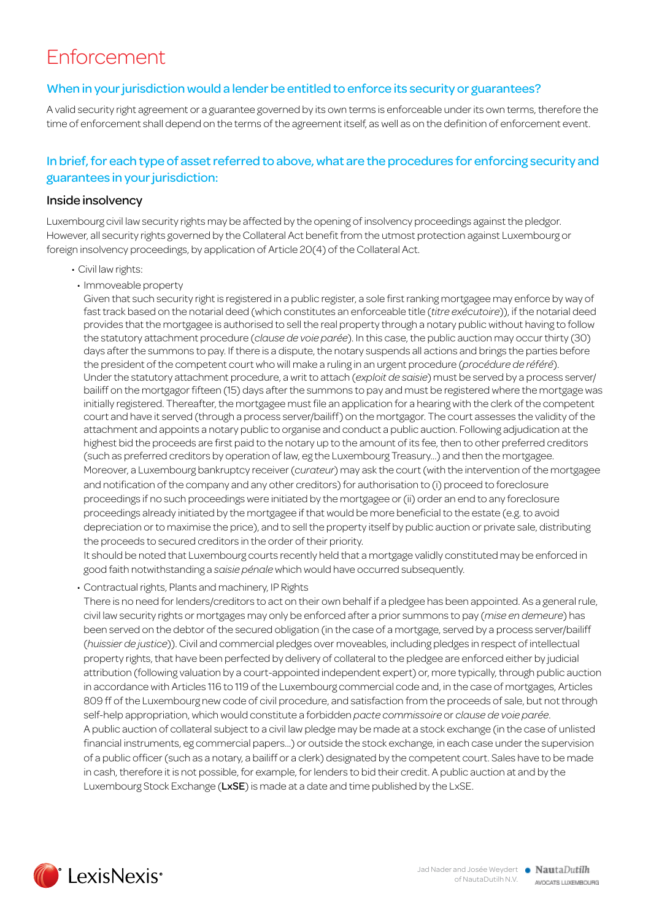# Enforcement

## When in your jurisdiction would a lender be entitled to enforce its security or guarantees?

A valid security right agreement or a guarantee governed by its own terms is enforceable under its own terms, therefore the time of enforcement shall depend on the terms of the agreement itself, as well as on the definition of enforcement event.

## In brief, for each type of asset referred to above, what are the procedures for enforcing security and guarantees in your jurisdiction:

### Inside insolvency

Luxembourg civil law security rights may be affected by the opening of insolvency proceedings against the pledgor. However, all security rights governed by the Collateral Act benefit from the utmost protection against Luxembourg or foreign insolvency proceedings, by application of Article 20(4) of the Collateral Act.

- Civil law rights:
  - Immoveable property

    Given that such security right is registered in a public register, a sole first ranking mortgagee may enforce by way of fast track based on the notarial deed (which constitutes an enforceable title (*titre exécutoire*)), if the notarial deed provides that the mortgagee is authorised to sell the real property through a notary public without having to follow the statutory attachment procedure (*clause de voie parée*). In this case, the public auction may occur thirty (30) days after the summons to pay. If there is a dispute, the notary suspends all actions and brings the parties before the president of the competent court who will make a ruling in an urgent procedure (*procédure de référé*).
    Under the statutory attachment procedure, a writ to attach (*exploit de saisie*) must be served by a process server/bailiff on the mortgagor fifteen (15) days after the summons to pay and must be registered where the mortgage was initially registered. Thereafter, the mortgagee must file an application for a hearing with the clerk of the competent court and have it served (through a process server/bailiff) on the mortgagor. The court assesses the validity of the attachment and appoints a notary public to organise and conduct a public auction. Following adjudication at the highest bid the proceeds are first paid to the notary up to the amount of its fee, then to other preferred creditors (such as preferred creditors by operation of law, eg the Luxembourg Treasury…) and then the mortgagee.
    Moreover, a Luxembourg bankruptcy receiver (*curateur*) may ask the court (with the intervention of the mortgagee and notification of the company and any other creditors) for authorisation to (i) proceed to foreclosure proceedings if no such proceedings were initiated by the mortgagee or (ii) order an end to any foreclosure proceedings already initiated by the mortgagee if that would be more beneficial to the estate (e.g. to avoid depreciation or to maximise the price), and to sell the property itself by public auction or private sale, distributing the proceeds to secured creditors in the order of their priority.
    It should be noted that Luxembourg courts recently held that a mortgage validly constituted may be enforced in good faith notwithstanding a *saisie pénale* which would have occurred subsequently.

  - Contractual rights, Plants and machinery, IP Rights

    There is no need for lenders/creditors to act on their own behalf if a pledgee has been appointed. As a general rule, civil law security rights or mortgages may only be enforced after a prior summons to pay (*mise en demeure*) has been served on the debtor of the secured obligation (in the case of a mortgage, served by a process server/bailiff (*huissier de justice*)). Civil and commercial pledges over moveables, including pledges in respect of intellectual property rights, that have been perfected by delivery of collateral to the pledgee are enforced either by judicial attribution (following valuation by a court-appointed independent expert) or, more typically, through public auction in accordance with Articles 116 to 119 of the Luxembourg commercial code and, in the case of mortgages, Articles 809 ff of the Luxembourg new code of civil procedure, and satisfaction from the proceeds of sale, but not through self-help appropriation, which would constitute a forbidden *pacte commissoire* or *clause de voie parée*.
    A public auction of collateral subject to a civil law pledge may be made at a stock exchange (in the case of unlisted financial instruments, eg commercial papers…) or outside the stock exchange, in each case under the supervision of a public officer (such as a notary, a bailiff or a clerk) designated by the competent court. Sales have to be made in cash, therefore it is not possible, for example, for lenders to bid their credit. A public auction at and by the Luxembourg Stock Exchange (**LxSE**) is made at a date and time published by the LxSE.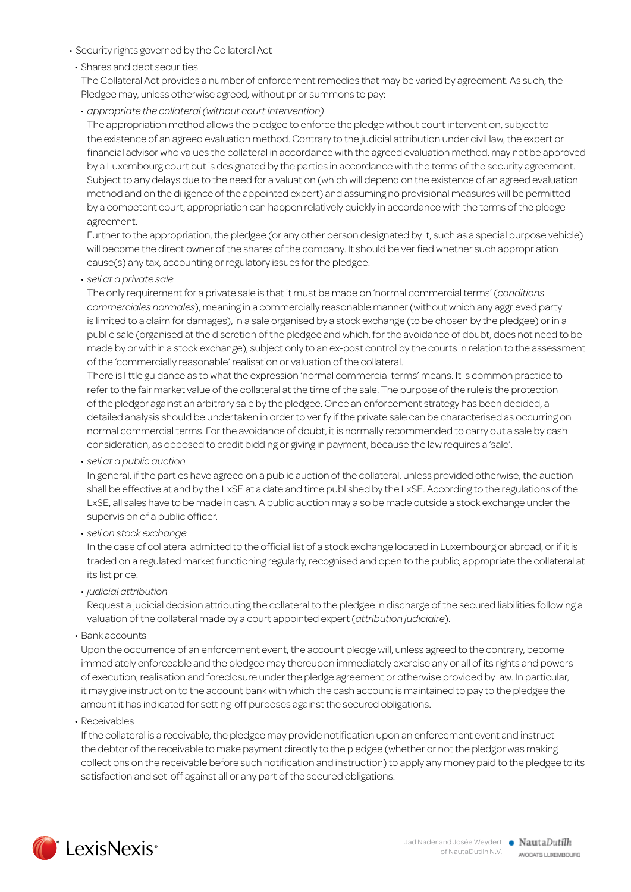- Security rights governed by the Collateral Act
  - Shares and debt securities

    The Collateral Act provides a number of enforcement remedies that may be varied by agreement. As such, the Pledgee may, unless otherwise agreed, without prior summons to pay:

    - *appropriate the collateral (without court intervention)*

      The appropriation method allows the pledgee to enforce the pledge without court intervention, subject to the existence of an agreed evaluation method. Contrary to the judicial attribution under civil law, the expert or financial advisor who values the collateral in accordance with the agreed evaluation method, may not be approved by a Luxembourg court but is designated by the parties in accordance with the terms of the security agreement. Subject to any delays due to the need for a valuation (which will depend on the existence of an agreed evaluation method and on the diligence of the appointed expert) and assuming no provisional measures will be permitted by a competent court, appropriation can happen relatively quickly in accordance with the terms of the pledge agreement.

      Further to the appropriation, the pledgee (or any other person designated by it, such as a special purpose vehicle) will become the direct owner of the shares of the company. It should be verified whether such appropriation cause(s) any tax, accounting or regulatory issues for the pledgee.

    - *sell at a private sale*

      The only requirement for a private sale is that it must be made on 'normal commercial terms' (*conditions commerciales normales*), meaning in a commercially reasonable manner (without which any aggrieved party is limited to a claim for damages), in a sale organised by a stock exchange (to be chosen by the pledgee) or in a public sale (organised at the discretion of the pledgee and which, for the avoidance of doubt, does not need to be made by or within a stock exchange), subject only to an ex-post control by the courts in relation to the assessment of the 'commercially reasonable' realisation or valuation of the collateral.

      There is little guidance as to what the expression 'normal commercial terms' means. It is common practice to refer to the fair market value of the collateral at the time of the sale. The purpose of the rule is the protection of the pledgor against an arbitrary sale by the pledgee. Once an enforcement strategy has been decided, a detailed analysis should be undertaken in order to verify if the private sale can be characterised as occurring on normal commercial terms. For the avoidance of doubt, it is normally recommended to carry out a sale by cash consideration, as opposed to credit bidding or giving in payment, because the law requires a 'sale'.

    - *sell at a public auction*

      In general, if the parties have agreed on a public auction of the collateral, unless provided otherwise, the auction shall be effective at and by the LxSE at a date and time published by the LxSE. According to the regulations of the LxSE, all sales have to be made in cash. A public auction may also be made outside a stock exchange under the supervision of a public officer.

    - *sell on stock exchange*

      In the case of collateral admitted to the official list of a stock exchange located in Luxembourg or abroad, or if it is traded on a regulated market functioning regularly, recognised and open to the public, appropriate the collateral at its list price.

    - *judicial attribution*

      Request a judicial decision attributing the collateral to the pledgee in discharge of the secured liabilities following a valuation of the collateral made by a court appointed expert (*attribution judiciaire*).

  - Bank accounts

    Upon the occurrence of an enforcement event, the account pledge will, unless agreed to the contrary, become immediately enforceable and the pledgee may thereupon immediately exercise any or all of its rights and powers of execution, realisation and foreclosure under the pledge agreement or otherwise provided by law. In particular, it may give instruction to the account bank with which the cash account is maintained to pay to the pledgee the amount it has indicated for setting-off purposes against the secured obligations.

  - Receivables

    If the collateral is a receivable, the pledgee may provide notification upon an enforcement event and instruct the debtor of the receivable to make payment directly to the pledgee (whether or not the pledgor was making collections on the receivable before such notification and instruction) to apply any money paid to the pledgee to its satisfaction and set-off against all or any part of the secured obligations.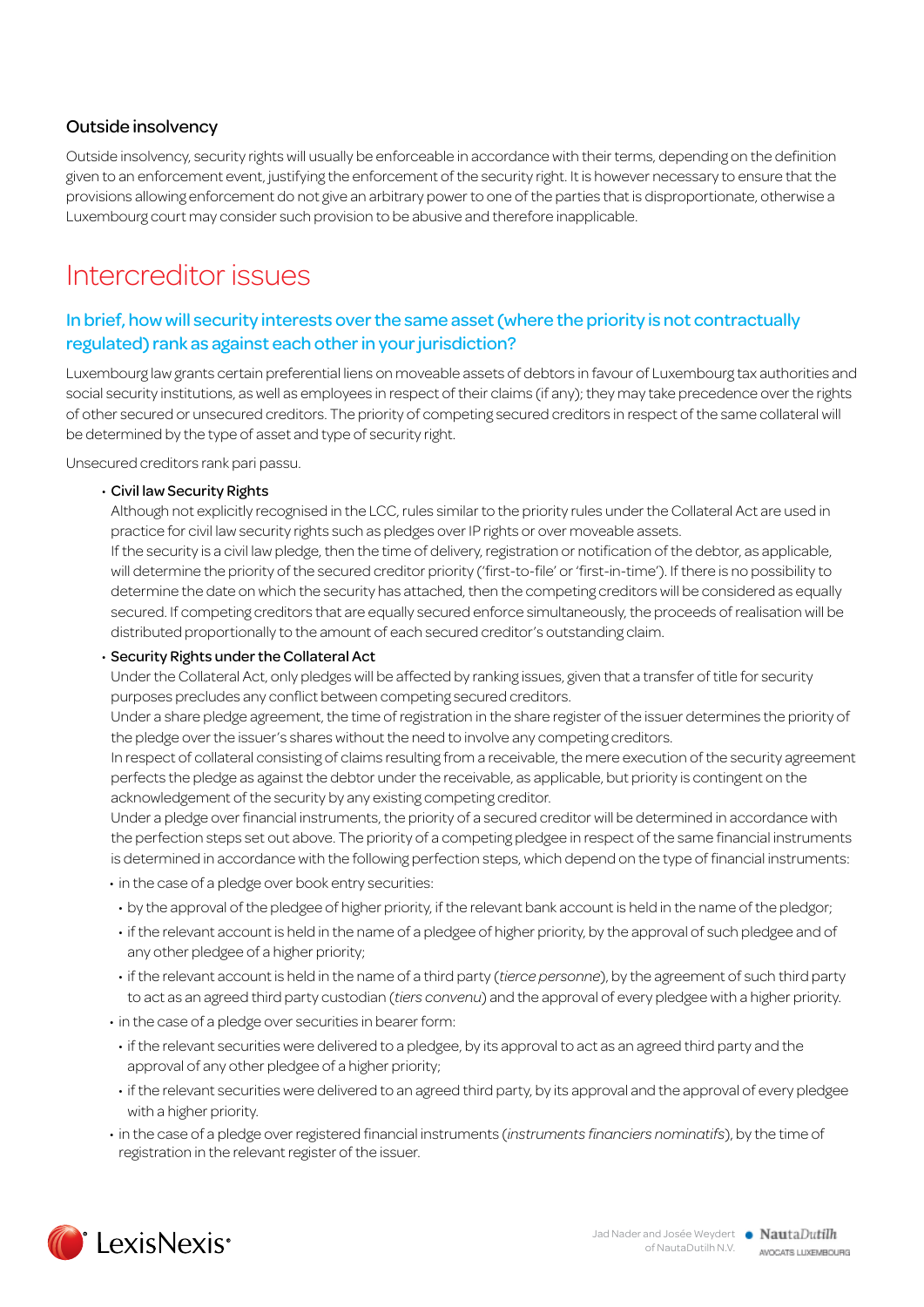### Outside insolvency

Outside insolvency, security rights will usually be enforceable in accordance with their terms, depending on the definition given to an enforcement event, justifying the enforcement of the security right. It is however necessary to ensure that the provisions allowing enforcement do not give an arbitrary power to one of the parties that is disproportionate, otherwise a Luxembourg court may consider such provision to be abusive and therefore inapplicable.

# Intercreditor issues

## In brief, how will security interests over the same asset (where the priority is not contractually regulated) rank as against each other in your jurisdiction?

Luxembourg law grants certain preferential liens on moveable assets of debtors in favour of Luxembourg tax authorities and social security institutions, as well as employees in respect of their claims (if any); they may take precedence over the rights of other secured or unsecured creditors. The priority of competing secured creditors in respect of the same collateral will be determined by the type of asset and type of security right.

Unsecured creditors rank pari passu.

- Civil law Security Rights
  Although not explicitly recognised in the LCC, rules similar to the priority rules under the Collateral Act are used in practice for civil law security rights such as pledges over IP rights or over moveable assets.
  If the security is a civil law pledge, then the time of delivery, registration or notification of the debtor, as applicable, will determine the priority of the secured creditor priority ('first-to-file' or 'first-in-time'). If there is no possibility to determine the date on which the security has attached, then the competing creditors will be considered as equally secured. If competing creditors that are equally secured enforce simultaneously, the proceeds of realisation will be distributed proportionally to the amount of each secured creditor's outstanding claim.
- Security Rights under the Collateral Act
  Under the Collateral Act, only pledges will be affected by ranking issues, given that a transfer of title for security purposes precludes any conflict between competing secured creditors.
  Under a share pledge agreement, the time of registration in the share register of the issuer determines the priority of the pledge over the issuer's shares without the need to involve any competing creditors.
  In respect of collateral consisting of claims resulting from a receivable, the mere execution of the security agreement perfects the pledge as against the debtor under the receivable, as applicable, but priority is contingent on the acknowledgement of the security by any existing competing creditor.
  Under a pledge over financial instruments, the priority of a secured creditor will be determined in accordance with the perfection steps set out above. The priority of a competing pledgee in respect of the same financial instruments is determined in accordance with the following perfection steps, which depend on the type of financial instruments:
  - in the case of a pledge over book entry securities:
    - by the approval of the pledgee of higher priority, if the relevant bank account is held in the name of the pledgor;
    - if the relevant account is held in the name of a pledgee of higher priority, by the approval of such pledgee and of any other pledgee of a higher priority;
    - if the relevant account is held in the name of a third party (*tierce personne*), by the agreement of such third party to act as an agreed third party custodian (*tiers convenu*) and the approval of every pledgee with a higher priority.
  - in the case of a pledge over securities in bearer form:
    - if the relevant securities were delivered to a pledgee, by its approval to act as an agreed third party and the approval of any other pledgee of a higher priority;
    - if the relevant securities were delivered to an agreed third party, by its approval and the approval of every pledgee with a higher priority.
  - in the case of a pledge over registered financial instruments (*instruments financiers nominatifs*), by the time of registration in the relevant register of the issuer.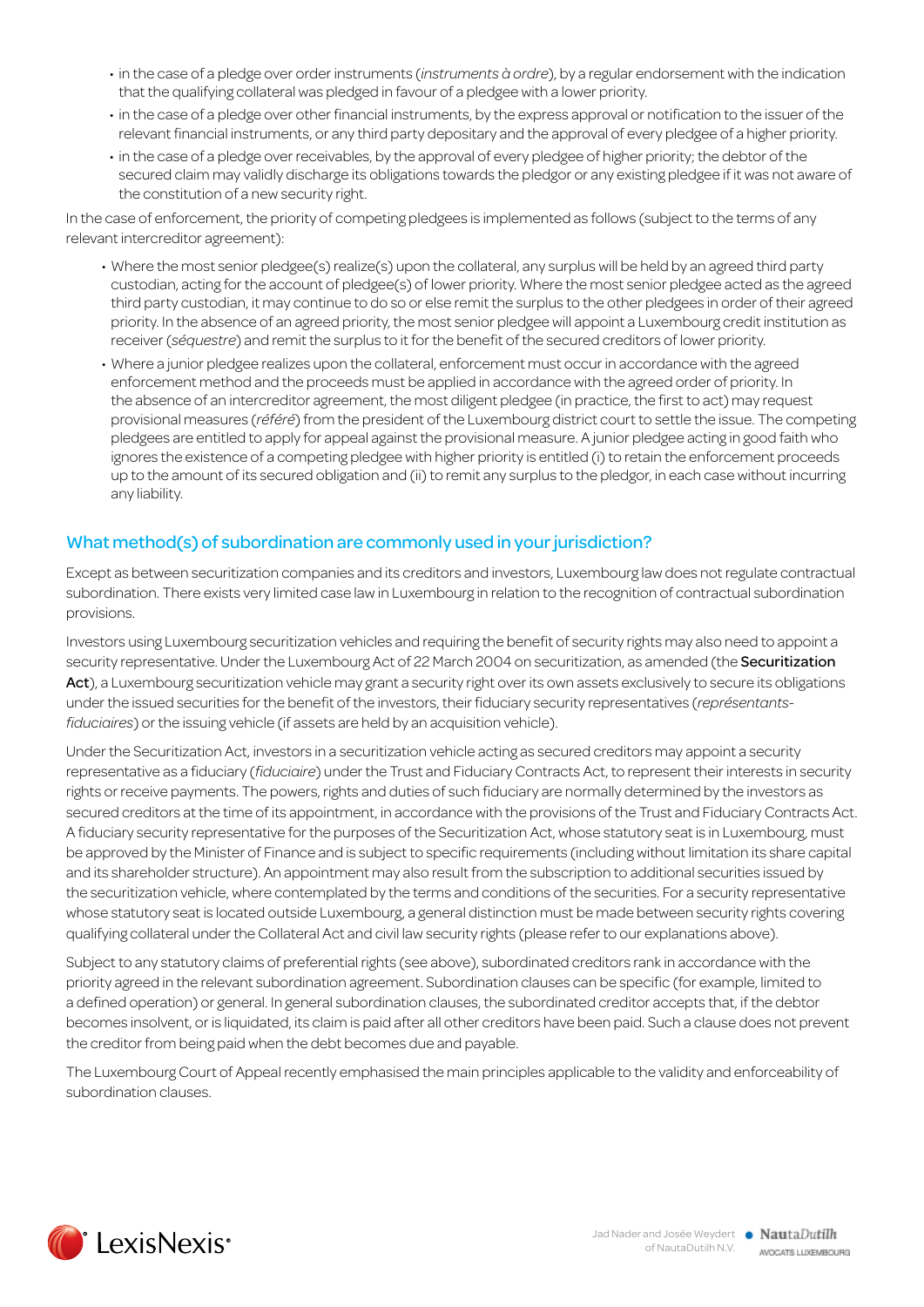- in the case of a pledge over order instruments (*instruments à ordre*), by a regular endorsement with the indication that the qualifying collateral was pledged in favour of a pledgee with a lower priority.
- in the case of a pledge over other financial instruments, by the express approval or notification to the issuer of the relevant financial instruments, or any third party depositary and the approval of every pledgee of a higher priority.
- in the case of a pledge over receivables, by the approval of every pledgee of higher priority; the debtor of the secured claim may validly discharge its obligations towards the pledgor or any existing pledgee if it was not aware of the constitution of a new security right.

In the case of enforcement, the priority of competing pledgees is implemented as follows (subject to the terms of any relevant intercreditor agreement):

- Where the most senior pledgee(s) realize(s) upon the collateral, any surplus will be held by an agreed third party custodian, acting for the account of pledgee(s) of lower priority. Where the most senior pledgee acted as the agreed third party custodian, it may continue to do so or else remit the surplus to the other pledgees in order of their agreed priority. In the absence of an agreed priority, the most senior pledgee will appoint a Luxembourg credit institution as receiver (*séquestre*) and remit the surplus to it for the benefit of the secured creditors of lower priority.
- Where a junior pledgee realizes upon the collateral, enforcement must occur in accordance with the agreed enforcement method and the proceeds must be applied in accordance with the agreed order of priority. In the absence of an intercreditor agreement, the most diligent pledgee (in practice, the first to act) may request provisional measures (*référé*) from the president of the Luxembourg district court to settle the issue. The competing pledgees are entitled to apply for appeal against the provisional measure. A junior pledgee acting in good faith who ignores the existence of a competing pledgee with higher priority is entitled (i) to retain the enforcement proceeds up to the amount of its secured obligation and (ii) to remit any surplus to the pledgor, in each case without incurring any liability.

## What method(s) of subordination are commonly used in your jurisdiction?

Except as between securitization companies and its creditors and investors, Luxembourg law does not regulate contractual subordination. There exists very limited case law in Luxembourg in relation to the recognition of contractual subordination provisions.

Investors using Luxembourg securitization vehicles and requiring the benefit of security rights may also need to appoint a security representative. Under the Luxembourg Act of 22 March 2004 on securitization, as amended (the **Securitization Act**), a Luxembourg securitization vehicle may grant a security right over its own assets exclusively to secure its obligations under the issued securities for the benefit of the investors, their fiduciary security representatives (*représentants-fiduciaires*) or the issuing vehicle (if assets are held by an acquisition vehicle).

Under the Securitization Act, investors in a securitization vehicle acting as secured creditors may appoint a security representative as a fiduciary (*fiduciaire*) under the Trust and Fiduciary Contracts Act, to represent their interests in security rights or receive payments. The powers, rights and duties of such fiduciary are normally determined by the investors as secured creditors at the time of its appointment, in accordance with the provisions of the Trust and Fiduciary Contracts Act. A fiduciary security representative for the purposes of the Securitization Act, whose statutory seat is in Luxembourg, must be approved by the Minister of Finance and is subject to specific requirements (including without limitation its share capital and its shareholder structure). An appointment may also result from the subscription to additional securities issued by the securitization vehicle, where contemplated by the terms and conditions of the securities. For a security representative whose statutory seat is located outside Luxembourg, a general distinction must be made between security rights covering qualifying collateral under the Collateral Act and civil law security rights (please refer to our explanations above).

Subject to any statutory claims of preferential rights (see above), subordinated creditors rank in accordance with the priority agreed in the relevant subordination agreement. Subordination clauses can be specific (for example, limited to a defined operation) or general. In general subordination clauses, the subordinated creditor accepts that, if the debtor becomes insolvent, or is liquidated, its claim is paid after all other creditors have been paid. Such a clause does not prevent the creditor from being paid when the debt becomes due and payable.

The Luxembourg Court of Appeal recently emphasised the main principles applicable to the validity and enforceability of subordination clauses.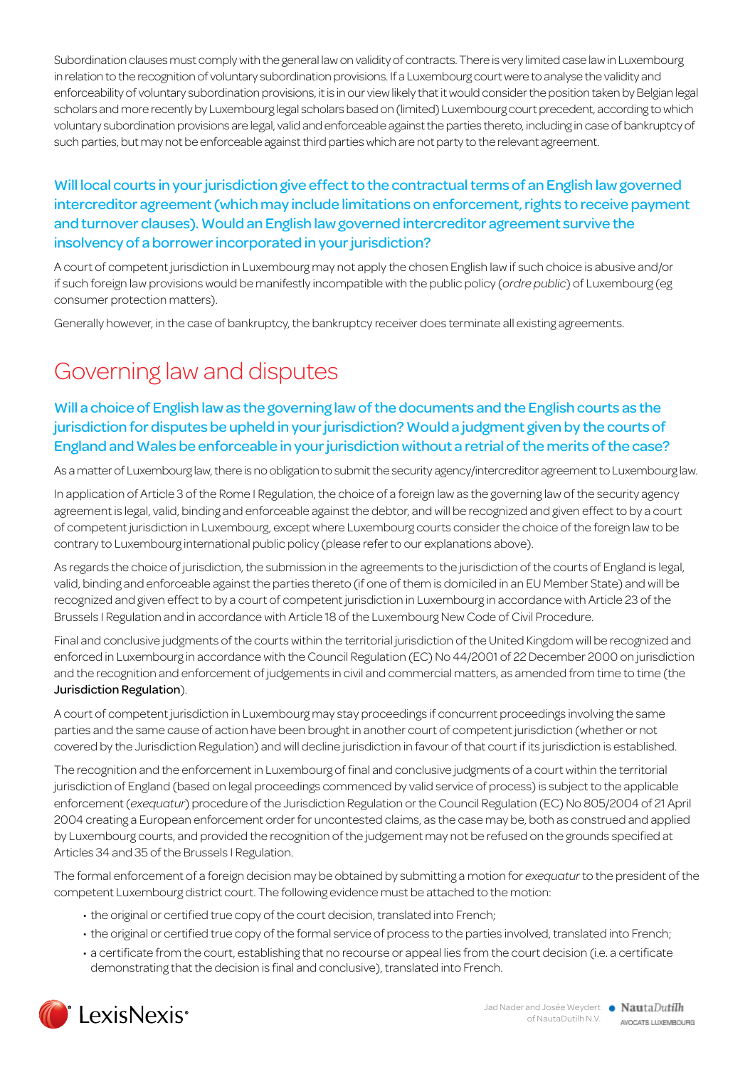Subordination clauses must comply with the general law on validity of contracts. There is very limited case law in Luxembourg in relation to the recognition of voluntary subordination provisions. If a Luxembourg court were to analyse the validity and enforceability of voluntary subordination provisions, it is in our view likely that it would consider the position taken by Belgian legal scholars and more recently by Luxembourg legal scholars based on (limited) Luxembourg court precedent, according to which voluntary subordination provisions are legal, valid and enforceable against the parties thereto, including in case of bankruptcy of such parties, but may not be enforceable against third parties which are not party to the relevant agreement.

### Will local courts in your jurisdiction give effect to the contractual terms of an English law governed intercreditor agreement (which may include limitations on enforcement, rights to receive payment and turnover clauses). Would an English law governed intercreditor agreement survive the insolvency of a borrower incorporated in your jurisdiction?

A court of competent jurisdiction in Luxembourg may not apply the chosen English law if such choice is abusive and/or if such foreign law provisions would be manifestly incompatible with the public policy (*ordre public*) of Luxembourg (eg consumer protection matters).

Generally however, in the case of bankruptcy, the bankruptcy receiver does terminate all existing agreements.

## Governing law and disputes

### Will a choice of English law as the governing law of the documents and the English courts as the jurisdiction for disputes be upheld in your jurisdiction? Would a judgment given by the courts of England and Wales be enforceable in your jurisdiction without a retrial of the merits of the case?

As a matter of Luxembourg law, there is no obligation to submit the security agency/intercreditor agreement to Luxembourg law.

In application of Article 3 of the Rome I Regulation, the choice of a foreign law as the governing law of the security agency agreement is legal, valid, binding and enforceable against the debtor, and will be recognized and given effect to by a court of competent jurisdiction in Luxembourg, except where Luxembourg courts consider the choice of the foreign law to be contrary to Luxembourg international public policy (please refer to our explanations above).

As regards the choice of jurisdiction, the submission in the agreements to the jurisdiction of the courts of England is legal, valid, binding and enforceable against the parties thereto (if one of them is domiciled in an EU Member State) and will be recognized and given effect to by a court of competent jurisdiction in Luxembourg in accordance with Article 23 of the Brussels I Regulation and in accordance with Article 18 of the Luxembourg New Code of Civil Procedure.

Final and conclusive judgments of the courts within the territorial jurisdiction of the United Kingdom will be recognized and enforced in Luxembourg in accordance with the Council Regulation (EC) No 44/2001 of 22 December 2000 on jurisdiction and the recognition and enforcement of judgements in civil and commercial matters, as amended from time to time (the **Jurisdiction Regulation**).

A court of competent jurisdiction in Luxembourg may stay proceedings if concurrent proceedings involving the same parties and the same cause of action have been brought in another court of competent jurisdiction (whether or not covered by the Jurisdiction Regulation) and will decline jurisdiction in favour of that court if its jurisdiction is established.

The recognition and the enforcement in Luxembourg of final and conclusive judgments of a court within the territorial jurisdiction of England (based on legal proceedings commenced by valid service of process) is subject to the applicable enforcement (*exequatur*) procedure of the Jurisdiction Regulation or the Council Regulation (EC) No 805/2004 of 21 April 2004 creating a European enforcement order for uncontested claims, as the case may be, both as construed and applied by Luxembourg courts, and provided the recognition of the judgement may not be refused on the grounds specified at Articles 34 and 35 of the Brussels I Regulation.

The formal enforcement of a foreign decision may be obtained by submitting a motion for *exequatur* to the president of the competent Luxembourg district court. The following evidence must be attached to the motion:

- the original or certified true copy of the court decision, translated into French;
- the original or certified true copy of the formal service of process to the parties involved, translated into French;
- a certificate from the court, establishing that no recourse or appeal lies from the court decision (i.e. a certificate demonstrating that the decision is final and conclusive), translated into French.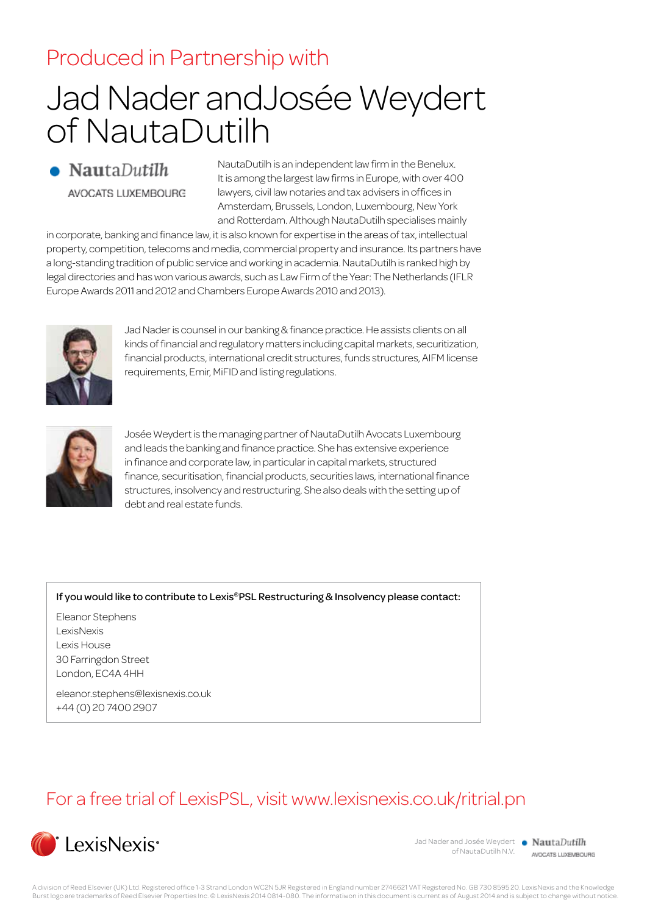Produced in Partnership with

# Jad Nader andJosée Weydert of NautaDutilh

NautaDutilh

AVOCATS LUXEMBOURG

NautaDutilh is an independent law firm in the Benelux. It is among the largest law firms in Europe, with over 400 lawyers, civil law notaries and tax advisers in offices in Amsterdam, Brussels, London, Luxembourg, New York and Rotterdam. Although NautaDutilh specialises mainly in corporate, banking and finance law, it is also known for expertise in the areas of tax, intellectual property, competition, telecoms and media, commercial property and insurance. Its partners have a long-standing tradition of public service and working in academia. NautaDutilh is ranked high by legal directories and has won various awards, such as Law Firm of the Year: The Netherlands (IFLR Europe Awards 2011 and 2012 and Chambers Europe Awards 2010 and 2013).

Jad Nader is counsel in our banking & finance practice. He assists clients on all kinds of financial and regulatory matters including capital markets, securitization, financial products, international credit structures, funds structures, AIFM license requirements, Emir, MiFID and listing regulations.

Josée Weydert is the managing partner of NautaDutilh Avocats Luxembourg and leads the banking and finance practice. She has extensive experience in finance and corporate law, in particular in capital markets, structured finance, securitisation, financial products, securities laws, international finance structures, insolvency and restructuring. She also deals with the setting up of debt and real estate funds.

**If you would like to contribute to Lexis®PSL Restructuring & Insolvency please contact:**

Eleanor Stephens
LexisNexis
Lexis House
30 Farringdon Street
London, EC4A 4HH

eleanor.stephens@lexisnexis.co.uk
+44 (0) 20 7400 2907

For a free trial of LexisPSL, visit www.lexisnexis.co.uk/ritrial.pn

LexisNexis

Jad Nader and Josée Weydert of NautaDutilh N.V.

NautaDutilh AVOCATS LUXEMBOURG

A division of Reed Elsevier (UK) Ltd. Registered office 1-3 Strand London WC2N 5JR Registered in England number 2746621 VAT Registered No. GB 730 8595 20. LexisNexis and the Knowledge Burst logo are trademarks of Reed Elsevier Properties Inc. © LexisNexis 2014 0814-080. The informatiwon in this document is current as of August 2014 and is subject to change without notice.